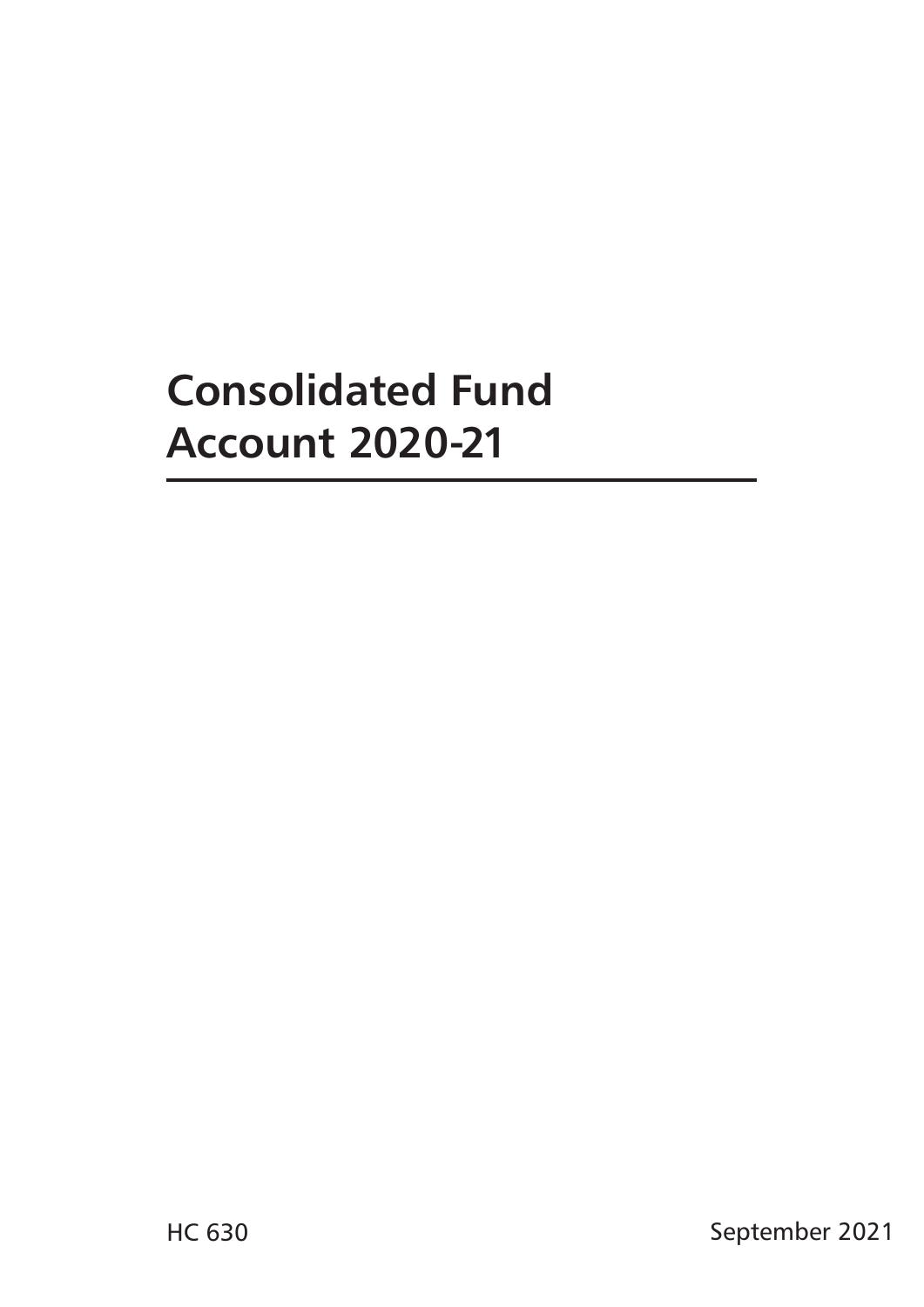# Consolidated Fund Account 2020-21

HC 630

September 2021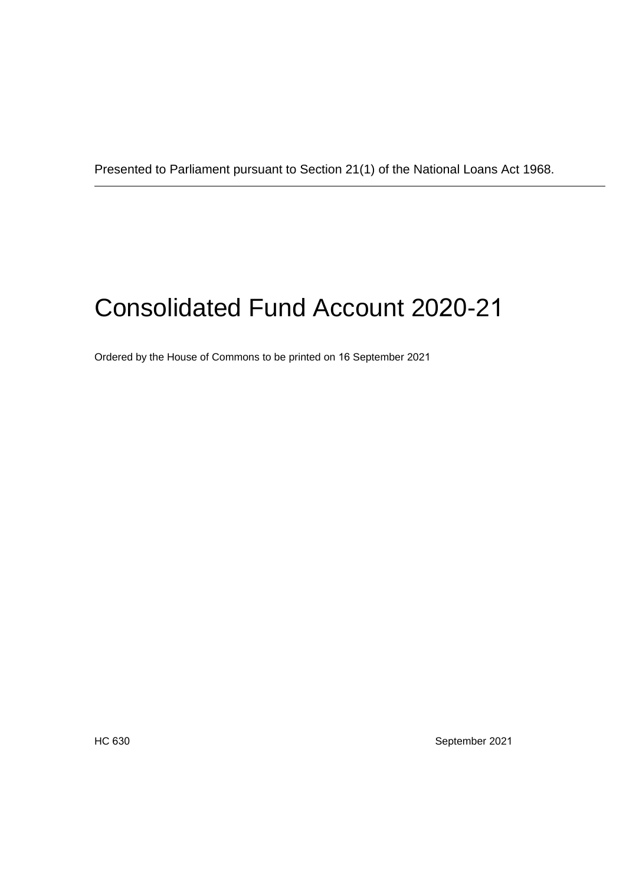Presented to Parliament pursuant to Section 21(1) of the National Loans Act 1968.

---

# Consolidated Fund Account 2020-21

Ordered by the House of Commons to be printed on 16 September 2021

HC 630 September 2021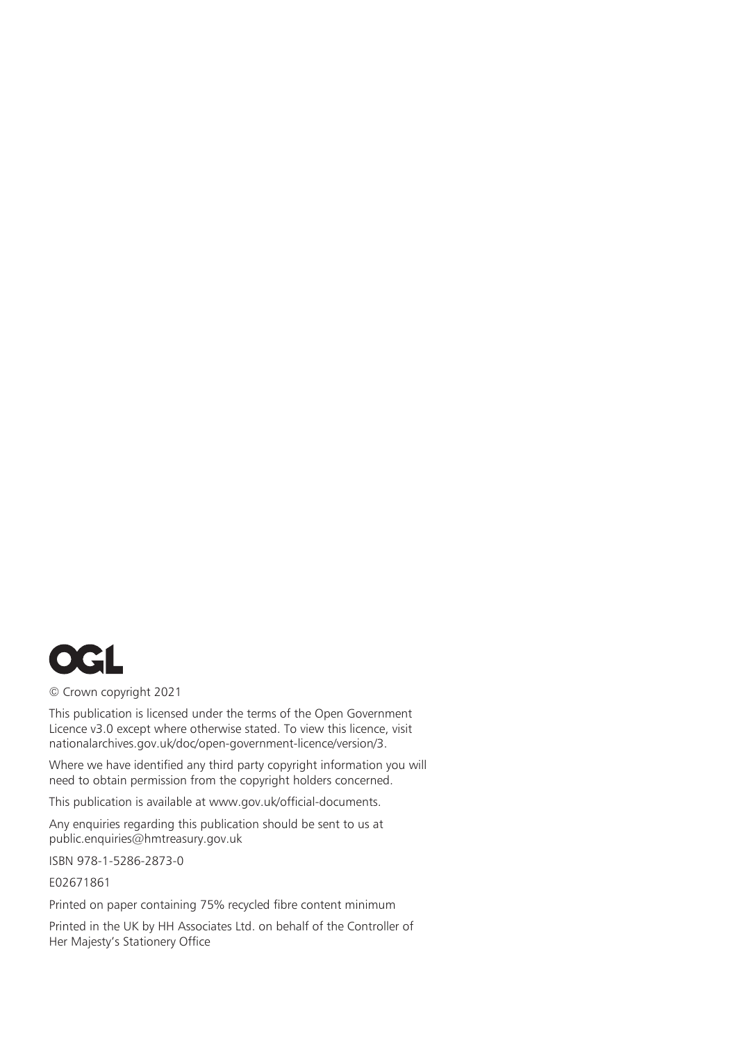OGL

© Crown copyright 2021

This publication is licensed under the terms of the Open Government Licence v3.0 except where otherwise stated. To view this licence, visit nationalarchives.gov.uk/doc/open-government-licence/version/3.

Where we have identified any third party copyright information you will need to obtain permission from the copyright holders concerned.

This publication is available at www.gov.uk/official-documents.

Any enquiries regarding this publication should be sent to us at public.enquiries@hmtreasury.gov.uk

ISBN 978-1-5286-2873-0

E02671861

Printed on paper containing 75% recycled fibre content minimum

Printed in the UK by HH Associates Ltd. on behalf of the Controller of Her Majesty's Stationery Office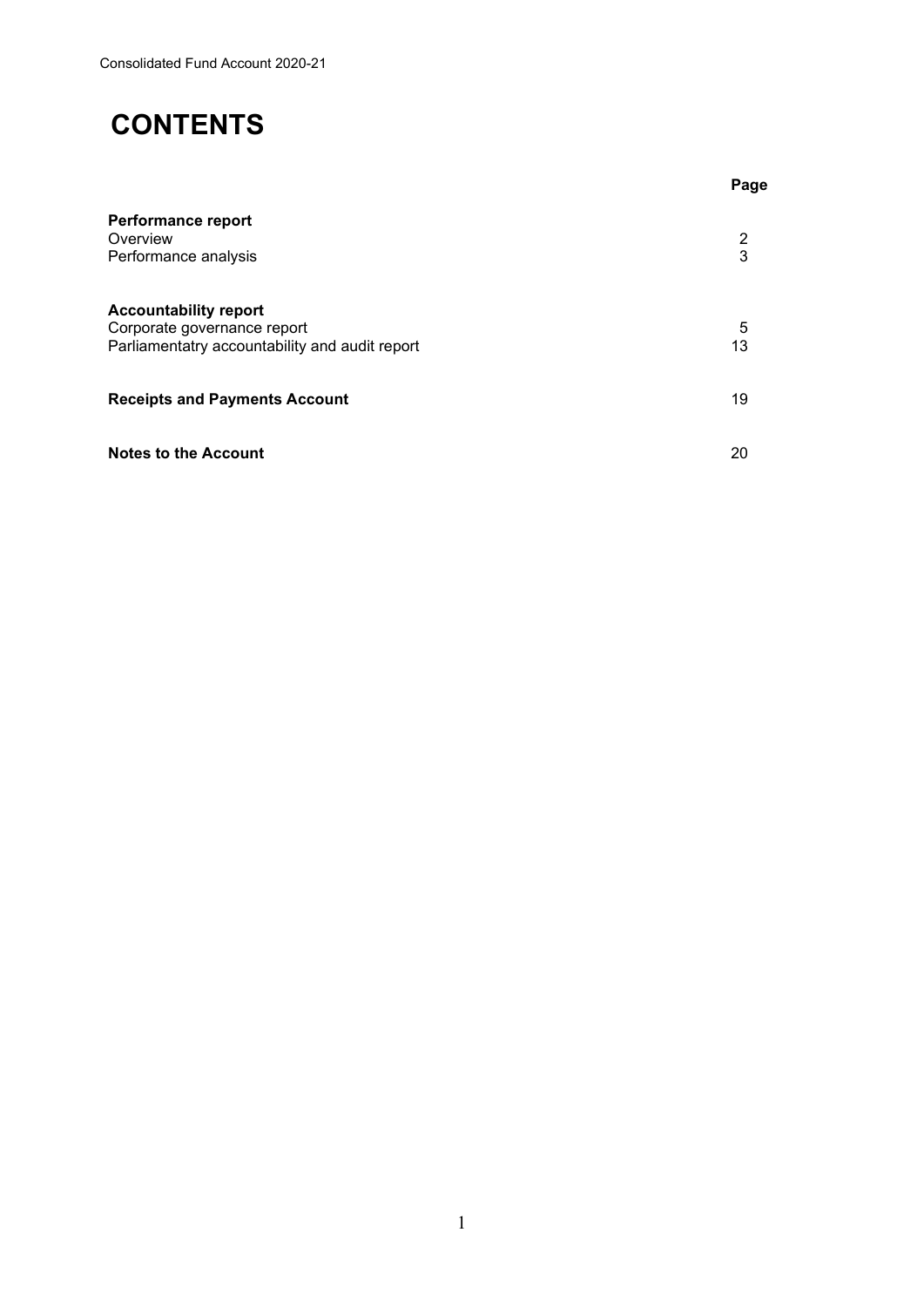# CONTENTS

| | Page |
|---|---|
| **Performance report** | |
| Overview | 2 |
| Performance analysis | 3 |
| **Accountability report** | |
| Corporate governance report | 5 |
| Parliamentatry accountability and audit report | 13 |
| **Receipts and Payments Account** | 19 |
| **Notes to the Account** | 20 |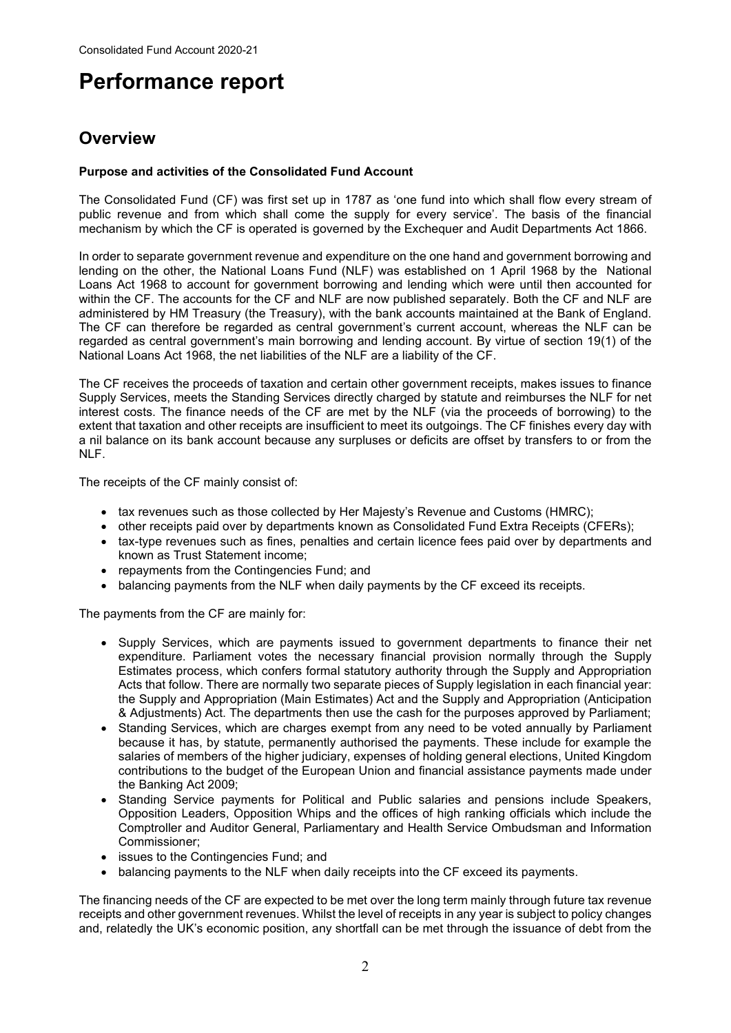# Performance report

## Overview

**Purpose and activities of the Consolidated Fund Account**

The Consolidated Fund (CF) was first set up in 1787 as 'one fund into which shall flow every stream of public revenue and from which shall come the supply for every service'. The basis of the financial mechanism by which the CF is operated is governed by the Exchequer and Audit Departments Act 1866.

In order to separate government revenue and expenditure on the one hand and government borrowing and lending on the other, the National Loans Fund (NLF) was established on 1 April 1968 by the National Loans Act 1968 to account for government borrowing and lending which were until then accounted for within the CF. The accounts for the CF and NLF are now published separately. Both the CF and NLF are administered by HM Treasury (the Treasury), with the bank accounts maintained at the Bank of England. The CF can therefore be regarded as central government's current account, whereas the NLF can be regarded as central government's main borrowing and lending account. By virtue of section 19(1) of the National Loans Act 1968, the net liabilities of the NLF are a liability of the CF.

The CF receives the proceeds of taxation and certain other government receipts, makes issues to finance Supply Services, meets the Standing Services directly charged by statute and reimburses the NLF for net interest costs. The finance needs of the CF are met by the NLF (via the proceeds of borrowing) to the extent that taxation and other receipts are insufficient to meet its outgoings. The CF finishes every day with a nil balance on its bank account because any surpluses or deficits are offset by transfers to or from the NLF.

The receipts of the CF mainly consist of:

- tax revenues such as those collected by Her Majesty's Revenue and Customs (HMRC);
- other receipts paid over by departments known as Consolidated Fund Extra Receipts (CFERs);
- tax-type revenues such as fines, penalties and certain licence fees paid over by departments and known as Trust Statement income;
- repayments from the Contingencies Fund; and
- balancing payments from the NLF when daily payments by the CF exceed its receipts.

The payments from the CF are mainly for:

- Supply Services, which are payments issued to government departments to finance their net expenditure. Parliament votes the necessary financial provision normally through the Supply Estimates process, which confers formal statutory authority through the Supply and Appropriation Acts that follow. There are normally two separate pieces of Supply legislation in each financial year: the Supply and Appropriation (Main Estimates) Act and the Supply and Appropriation (Anticipation & Adjustments) Act. The departments then use the cash for the purposes approved by Parliament;
- Standing Services, which are charges exempt from any need to be voted annually by Parliament because it has, by statute, permanently authorised the payments. These include for example the salaries of members of the higher judiciary, expenses of holding general elections, United Kingdom contributions to the budget of the European Union and financial assistance payments made under the Banking Act 2009;
- Standing Service payments for Political and Public salaries and pensions include Speakers, Opposition Leaders, Opposition Whips and the offices of high ranking officials which include the Comptroller and Auditor General, Parliamentary and Health Service Ombudsman and Information Commissioner;
- issues to the Contingencies Fund; and
- balancing payments to the NLF when daily receipts into the CF exceed its payments.

The financing needs of the CF are expected to be met over the long term mainly through future tax revenue receipts and other government revenues. Whilst the level of receipts in any year is subject to policy changes and, relatedly the UK's economic position, any shortfall can be met through the issuance of debt from the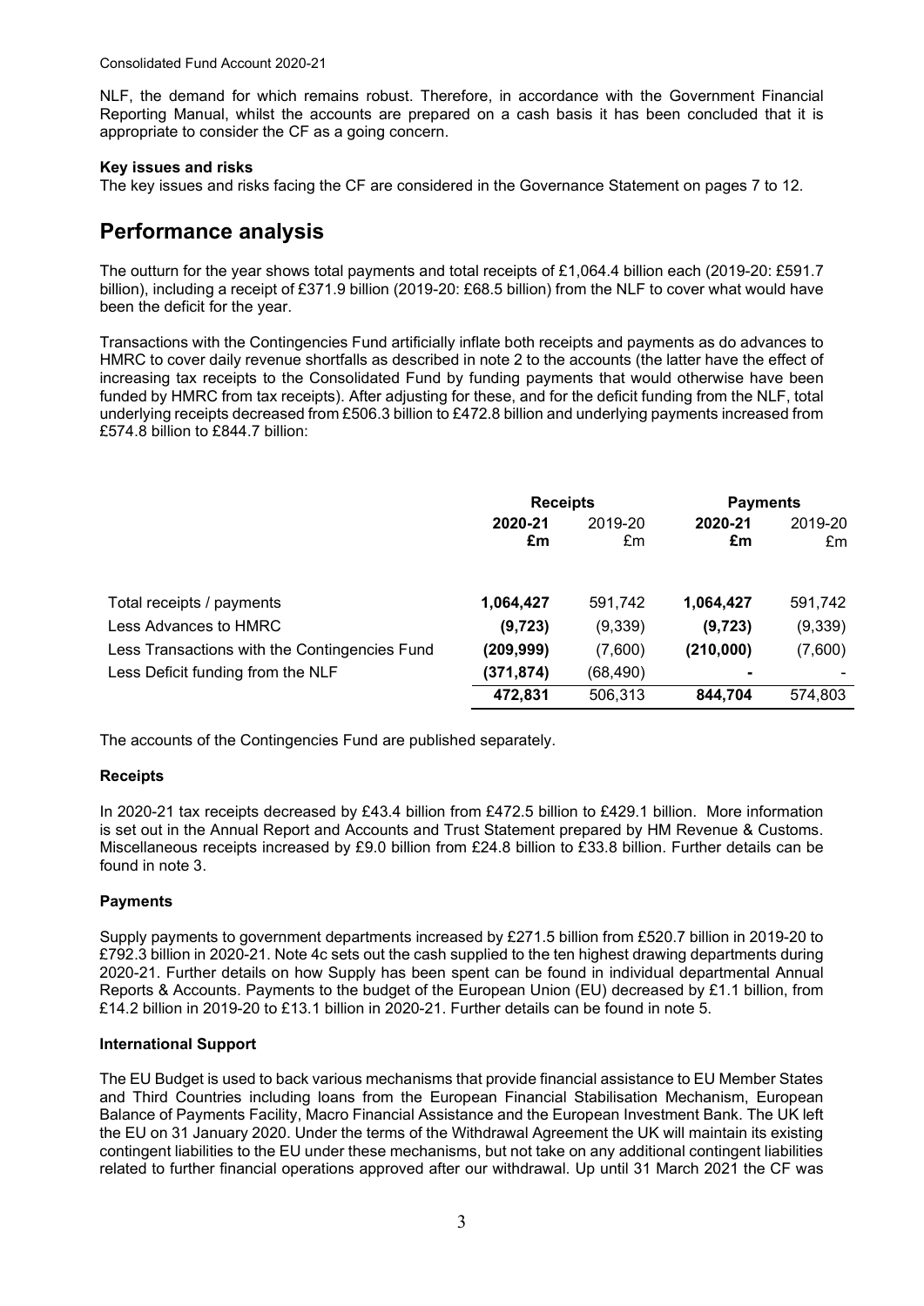NLF, the demand for which remains robust. Therefore, in accordance with the Government Financial Reporting Manual, whilst the accounts are prepared on a cash basis it has been concluded that it is appropriate to consider the CF as a going concern.

**Key issues and risks**

The key issues and risks facing the CF are considered in the Governance Statement on pages 7 to 12.

## Performance analysis

The outturn for the year shows total payments and total receipts of £1,064.4 billion each (2019-20: £591.7 billion), including a receipt of £371.9 billion (2019-20: £68.5 billion) from the NLF to cover what would have been the deficit for the year.

Transactions with the Contingencies Fund artificially inflate both receipts and payments as do advances to HMRC to cover daily revenue shortfalls as described in note 2 to the accounts (the latter have the effect of increasing tax receipts to the Consolidated Fund by funding payments that would otherwise have been funded by HMRC from tax receipts). After adjusting for these, and for the deficit funding from the NLF, total underlying receipts decreased from £506.3 billion to £472.8 billion and underlying payments increased from £574.8 billion to £844.7 billion:

| | **Receipts** | | **Payments** | |
|---|---|---|---|---|
| | **2020-21 £m** | 2019-20 £m | **2020-21 £m** | 2019-20 £m |
| Total receipts / payments | **1,064,427** | 591,742 | **1,064,427** | 591,742 |
| Less Advances to HMRC | **(9,723)** | (9,339) | **(9,723)** | (9,339) |
| Less Transactions with the Contingencies Fund | **(209,999)** | (7,600) | **(210,000)** | (7,600) |
| Less Deficit funding from the NLF | **(371,874)** | (68,490) | **-** | - |
| | **472,831** | 506,313 | **844,704** | 574,803 |

The accounts of the Contingencies Fund are published separately.

**Receipts**

In 2020-21 tax receipts decreased by £43.4 billion from £472.5 billion to £429.1 billion. More information is set out in the Annual Report and Accounts and Trust Statement prepared by HM Revenue & Customs. Miscellaneous receipts increased by £9.0 billion from £24.8 billion to £33.8 billion. Further details can be found in note 3.

**Payments**

Supply payments to government departments increased by £271.5 billion from £520.7 billion in 2019-20 to £792.3 billion in 2020-21. Note 4c sets out the cash supplied to the ten highest drawing departments during 2020-21. Further details on how Supply has been spent can be found in individual departmental Annual Reports & Accounts. Payments to the budget of the European Union (EU) decreased by £1.1 billion, from £14.2 billion in 2019-20 to £13.1 billion in 2020-21. Further details can be found in note 5.

**International Support**

The EU Budget is used to back various mechanisms that provide financial assistance to EU Member States and Third Countries including loans from the European Financial Stabilisation Mechanism, European Balance of Payments Facility, Macro Financial Assistance and the European Investment Bank. The UK left the EU on 31 January 2020. Under the terms of the Withdrawal Agreement the UK will maintain its existing contingent liabilities to the EU under these mechanisms, but not take on any additional contingent liabilities related to further financial operations approved after our withdrawal. Up until 31 March 2021 the CF was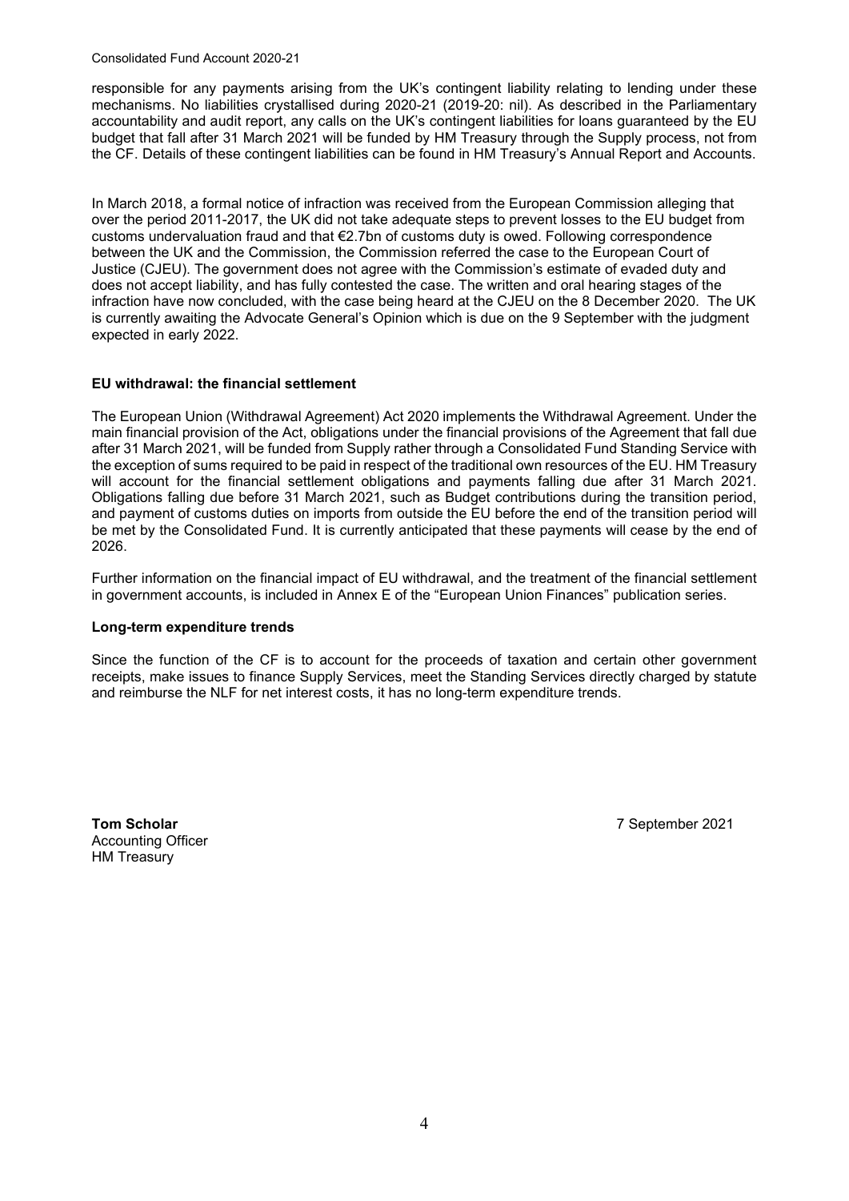responsible for any payments arising from the UK's contingent liability relating to lending under these mechanisms. No liabilities crystallised during 2020-21 (2019-20: nil). As described in the Parliamentary accountability and audit report, any calls on the UK's contingent liabilities for loans guaranteed by the EU budget that fall after 31 March 2021 will be funded by HM Treasury through the Supply process, not from the CF. Details of these contingent liabilities can be found in HM Treasury's Annual Report and Accounts.

In March 2018, a formal notice of infraction was received from the European Commission alleging that over the period 2011-2017, the UK did not take adequate steps to prevent losses to the EU budget from customs undervaluation fraud and that €2.7bn of customs duty is owed. Following correspondence between the UK and the Commission, the Commission referred the case to the European Court of Justice (CJEU). The government does not agree with the Commission's estimate of evaded duty and does not accept liability, and has fully contested the case. The written and oral hearing stages of the infraction have now concluded, with the case being heard at the CJEU on the 8 December 2020. The UK is currently awaiting the Advocate General's Opinion which is due on the 9 September with the judgment expected in early 2022.

**EU withdrawal: the financial settlement**

The European Union (Withdrawal Agreement) Act 2020 implements the Withdrawal Agreement. Under the main financial provision of the Act, obligations under the financial provisions of the Agreement that fall due after 31 March 2021, will be funded from Supply rather through a Consolidated Fund Standing Service with the exception of sums required to be paid in respect of the traditional own resources of the EU. HM Treasury will account for the financial settlement obligations and payments falling due after 31 March 2021. Obligations falling due before 31 March 2021, such as Budget contributions during the transition period, and payment of customs duties on imports from outside the EU before the end of the transition period will be met by the Consolidated Fund. It is currently anticipated that these payments will cease by the end of 2026.

Further information on the financial impact of EU withdrawal, and the treatment of the financial settlement in government accounts, is included in Annex E of the "European Union Finances" publication series.

**Long-term expenditure trends**

Since the function of the CF is to account for the proceeds of taxation and certain other government receipts, make issues to finance Supply Services, meet the Standing Services directly charged by statute and reimburse the NLF for net interest costs, it has no long-term expenditure trends.

**Tom Scholar**
Accounting Officer
HM Treasury

7 September 2021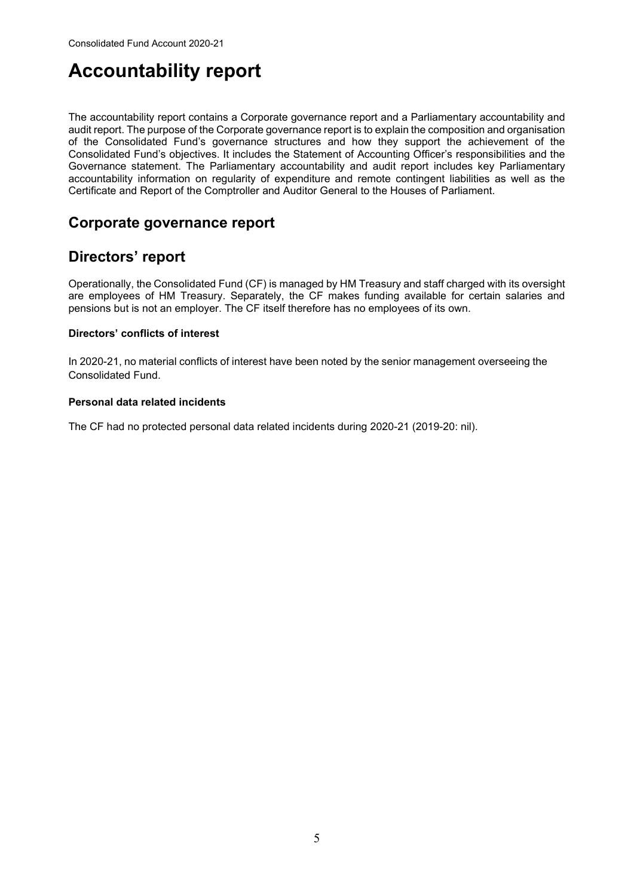# Accountability report

The accountability report contains a Corporate governance report and a Parliamentary accountability and audit report. The purpose of the Corporate governance report is to explain the composition and organisation of the Consolidated Fund's governance structures and how they support the achievement of the Consolidated Fund's objectives. It includes the Statement of Accounting Officer's responsibilities and the Governance statement. The Parliamentary accountability and audit report includes key Parliamentary accountability information on regularity of expenditure and remote contingent liabilities as well as the Certificate and Report of the Comptroller and Auditor General to the Houses of Parliament.

## Corporate governance report

## Directors' report

Operationally, the Consolidated Fund (CF) is managed by HM Treasury and staff charged with its oversight are employees of HM Treasury. Separately, the CF makes funding available for certain salaries and pensions but is not an employer. The CF itself therefore has no employees of its own.

**Directors' conflicts of interest**

In 2020-21, no material conflicts of interest have been noted by the senior management overseeing the Consolidated Fund.

**Personal data related incidents**

The CF had no protected personal data related incidents during 2020-21 (2019-20: nil).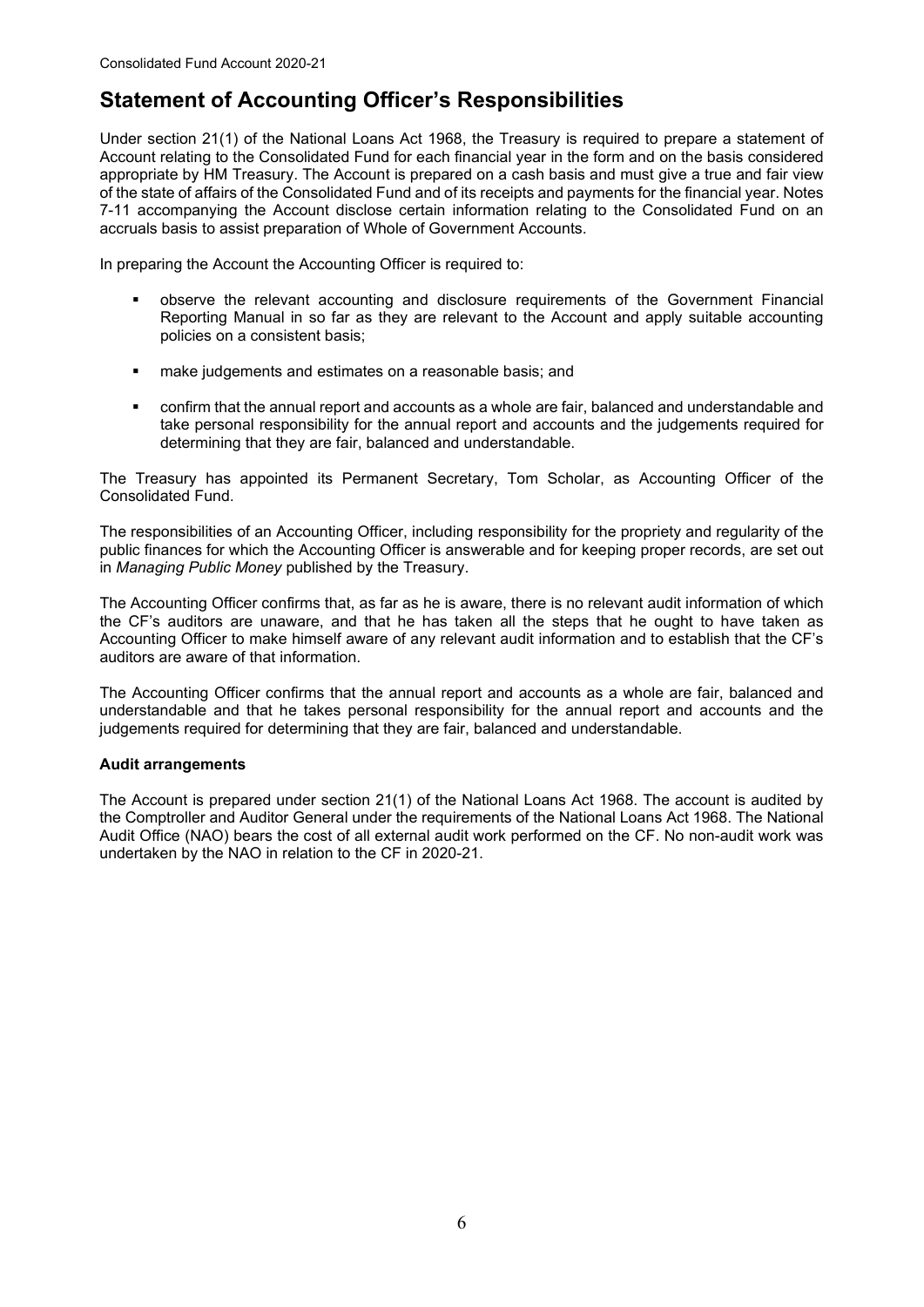# Statement of Accounting Officer's Responsibilities

Under section 21(1) of the National Loans Act 1968, the Treasury is required to prepare a statement of Account relating to the Consolidated Fund for each financial year in the form and on the basis considered appropriate by HM Treasury. The Account is prepared on a cash basis and must give a true and fair view of the state of affairs of the Consolidated Fund and of its receipts and payments for the financial year. Notes 7-11 accompanying the Account disclose certain information relating to the Consolidated Fund on an accruals basis to assist preparation of Whole of Government Accounts.

In preparing the Account the Accounting Officer is required to:

- observe the relevant accounting and disclosure requirements of the Government Financial Reporting Manual in so far as they are relevant to the Account and apply suitable accounting policies on a consistent basis;
- make judgements and estimates on a reasonable basis; and
- confirm that the annual report and accounts as a whole are fair, balanced and understandable and take personal responsibility for the annual report and accounts and the judgements required for determining that they are fair, balanced and understandable.

The Treasury has appointed its Permanent Secretary, Tom Scholar, as Accounting Officer of the Consolidated Fund.

The responsibilities of an Accounting Officer, including responsibility for the propriety and regularity of the public finances for which the Accounting Officer is answerable and for keeping proper records, are set out in *Managing Public Money* published by the Treasury.

The Accounting Officer confirms that, as far as he is aware, there is no relevant audit information of which the CF's auditors are unaware, and that he has taken all the steps that he ought to have taken as Accounting Officer to make himself aware of any relevant audit information and to establish that the CF's auditors are aware of that information.

The Accounting Officer confirms that the annual report and accounts as a whole are fair, balanced and understandable and that he takes personal responsibility for the annual report and accounts and the judgements required for determining that they are fair, balanced and understandable.

**Audit arrangements**

The Account is prepared under section 21(1) of the National Loans Act 1968. The account is audited by the Comptroller and Auditor General under the requirements of the National Loans Act 1968. The National Audit Office (NAO) bears the cost of all external audit work performed on the CF. No non-audit work was undertaken by the NAO in relation to the CF in 2020-21.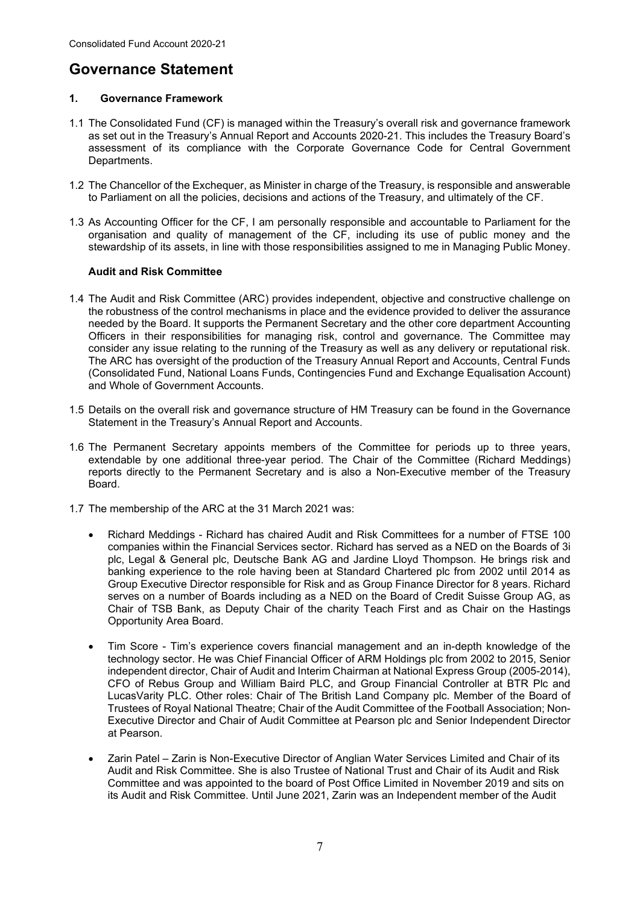# Governance Statement

## 1. Governance Framework

1.1 The Consolidated Fund (CF) is managed within the Treasury's overall risk and governance framework as set out in the Treasury's Annual Report and Accounts 2020-21. This includes the Treasury Board's assessment of its compliance with the Corporate Governance Code for Central Government Departments.

1.2 The Chancellor of the Exchequer, as Minister in charge of the Treasury, is responsible and answerable to Parliament on all the policies, decisions and actions of the Treasury, and ultimately of the CF.

1.3 As Accounting Officer for the CF, I am personally responsible and accountable to Parliament for the organisation and quality of management of the CF, including its use of public money and the stewardship of its assets, in line with those responsibilities assigned to me in Managing Public Money.

### Audit and Risk Committee

1.4 The Audit and Risk Committee (ARC) provides independent, objective and constructive challenge on the robustness of the control mechanisms in place and the evidence provided to deliver the assurance needed by the Board. It supports the Permanent Secretary and the other core department Accounting Officers in their responsibilities for managing risk, control and governance. The Committee may consider any issue relating to the running of the Treasury as well as any delivery or reputational risk. The ARC has oversight of the production of the Treasury Annual Report and Accounts, Central Funds (Consolidated Fund, National Loans Funds, Contingencies Fund and Exchange Equalisation Account) and Whole of Government Accounts.

1.5 Details on the overall risk and governance structure of HM Treasury can be found in the Governance Statement in the Treasury's Annual Report and Accounts.

1.6 The Permanent Secretary appoints members of the Committee for periods up to three years, extendable by one additional three-year period. The Chair of the Committee (Richard Meddings) reports directly to the Permanent Secretary and is also a Non-Executive member of the Treasury Board.

1.7 The membership of the ARC at the 31 March 2021 was:

- Richard Meddings - Richard has chaired Audit and Risk Committees for a number of FTSE 100 companies within the Financial Services sector. Richard has served as a NED on the Boards of 3i plc, Legal & General plc, Deutsche Bank AG and Jardine Lloyd Thompson. He brings risk and banking experience to the role having been at Standard Chartered plc from 2002 until 2014 as Group Executive Director responsible for Risk and as Group Finance Director for 8 years. Richard serves on a number of Boards including as a NED on the Board of Credit Suisse Group AG, as Chair of TSB Bank, as Deputy Chair of the charity Teach First and as Chair on the Hastings Opportunity Area Board.

- Tim Score - Tim's experience covers financial management and an in-depth knowledge of the technology sector. He was Chief Financial Officer of ARM Holdings plc from 2002 to 2015, Senior independent director, Chair of Audit and Interim Chairman at National Express Group (2005-2014), CFO of Rebus Group and William Baird PLC, and Group Financial Controller at BTR Plc and LucasVarity PLC. Other roles: Chair of The British Land Company plc. Member of the Board of Trustees of Royal National Theatre; Chair of the Audit Committee of the Football Association; Non-Executive Director and Chair of Audit Committee at Pearson plc and Senior Independent Director at Pearson.

- Zarin Patel – Zarin is Non-Executive Director of Anglian Water Services Limited and Chair of its Audit and Risk Committee. She is also Trustee of National Trust and Chair of its Audit and Risk Committee and was appointed to the board of Post Office Limited in November 2019 and sits on its Audit and Risk Committee. Until June 2021, Zarin was an Independent member of the Audit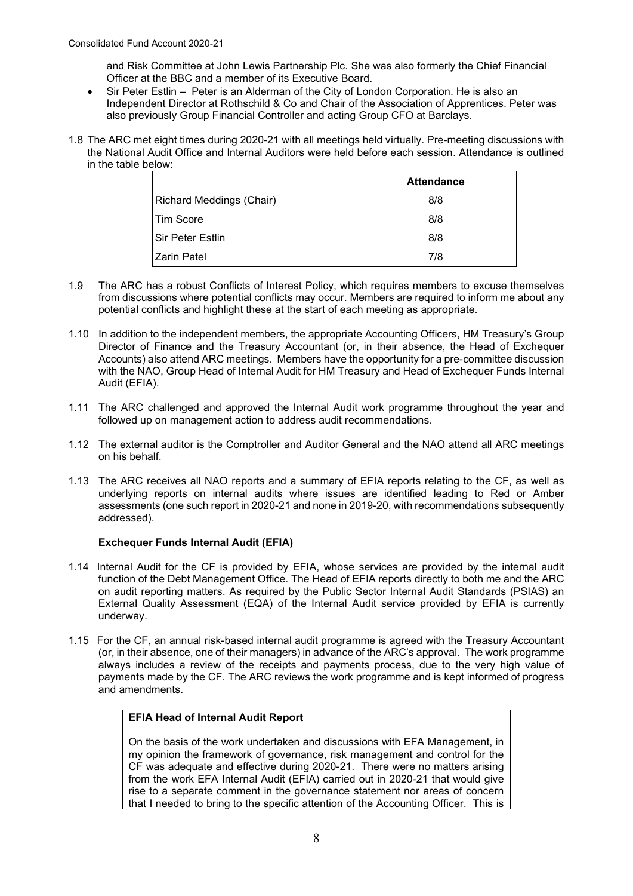and Risk Committee at John Lewis Partnership Plc. She was also formerly the Chief Financial Officer at the BBC and a member of its Executive Board.

- Sir Peter Estlin – Peter is an Alderman of the City of London Corporation. He is also an Independent Director at Rothschild & Co and Chair of the Association of Apprentices. Peter was also previously Group Financial Controller and acting Group CFO at Barclays.

1.8 The ARC met eight times during 2020-21 with all meetings held virtually. Pre-meeting discussions with the National Audit Office and Internal Auditors were held before each session. Attendance is outlined in the table below:

| | Attendance |
|---|---|
| Richard Meddings (Chair) | 8/8 |
| Tim Score | 8/8 |
| Sir Peter Estlin | 8/8 |
| Zarin Patel | 7/8 |

1.9 The ARC has a robust Conflicts of Interest Policy, which requires members to excuse themselves from discussions where potential conflicts may occur. Members are required to inform me about any potential conflicts and highlight these at the start of each meeting as appropriate.

1.10 In addition to the independent members, the appropriate Accounting Officers, HM Treasury's Group Director of Finance and the Treasury Accountant (or, in their absence, the Head of Exchequer Accounts) also attend ARC meetings. Members have the opportunity for a pre-committee discussion with the NAO, Group Head of Internal Audit for HM Treasury and Head of Exchequer Funds Internal Audit (EFIA).

1.11 The ARC challenged and approved the Internal Audit work programme throughout the year and followed up on management action to address audit recommendations.

1.12 The external auditor is the Comptroller and Auditor General and the NAO attend all ARC meetings on his behalf.

1.13 The ARC receives all NAO reports and a summary of EFIA reports relating to the CF, as well as underlying reports on internal audits where issues are identified leading to Red or Amber assessments (one such report in 2020-21 and none in 2019-20, with recommendations subsequently addressed).

**Exchequer Funds Internal Audit (EFIA)**

1.14 Internal Audit for the CF is provided by EFIA, whose services are provided by the internal audit function of the Debt Management Office. The Head of EFIA reports directly to both me and the ARC on audit reporting matters. As required by the Public Sector Internal Audit Standards (PSIAS) an External Quality Assessment (EQA) of the Internal Audit service provided by EFIA is currently underway.

1.15 For the CF, an annual risk-based internal audit programme is agreed with the Treasury Accountant (or, in their absence, one of their managers) in advance of the ARC's approval. The work programme always includes a review of the receipts and payments process, due to the very high value of payments made by the CF. The ARC reviews the work programme and is kept informed of progress and amendments.

**EFIA Head of Internal Audit Report**

On the basis of the work undertaken and discussions with EFA Management, in my opinion the framework of governance, risk management and control for the CF was adequate and effective during 2020-21. There were no matters arising from the work EFA Internal Audit (EFIA) carried out in 2020-21 that would give rise to a separate comment in the governance statement nor areas of concern that I needed to bring to the specific attention of the Accounting Officer. This is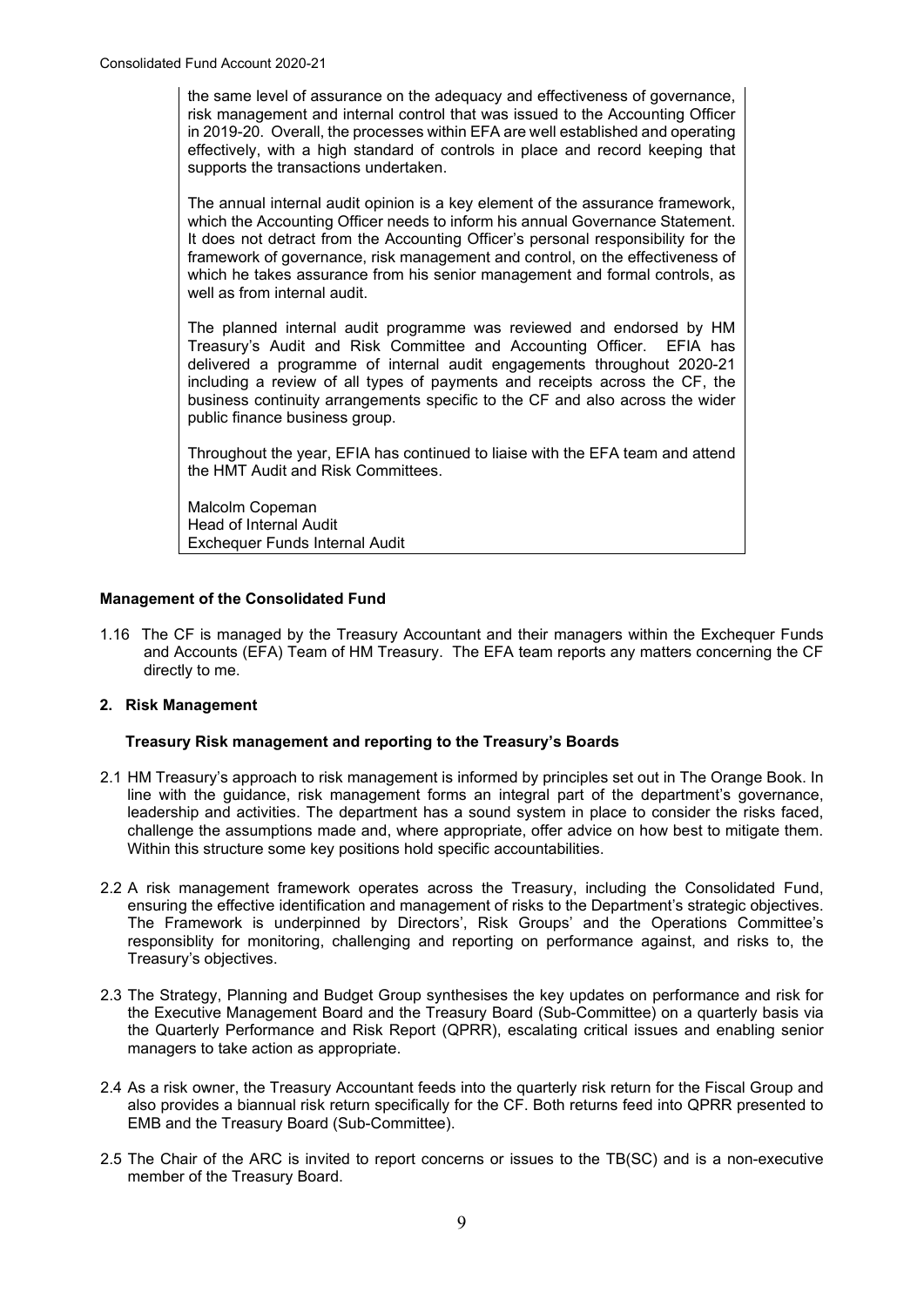the same level of assurance on the adequacy and effectiveness of governance, risk management and internal control that was issued to the Accounting Officer in 2019-20. Overall, the processes within EFA are well established and operating effectively, with a high standard of controls in place and record keeping that supports the transactions undertaken.

The annual internal audit opinion is a key element of the assurance framework, which the Accounting Officer needs to inform his annual Governance Statement. It does not detract from the Accounting Officer's personal responsibility for the framework of governance, risk management and control, on the effectiveness of which he takes assurance from his senior management and formal controls, as well as from internal audit.

The planned internal audit programme was reviewed and endorsed by HM Treasury's Audit and Risk Committee and Accounting Officer. EFIA has delivered a programme of internal audit engagements throughout 2020-21 including a review of all types of payments and receipts across the CF, the business continuity arrangements specific to the CF and also across the wider public finance business group.

Throughout the year, EFIA has continued to liaise with the EFA team and attend the HMT Audit and Risk Committees.

Malcolm Copeman
Head of Internal Audit
Exchequer Funds Internal Audit

**Management of the Consolidated Fund**

1.16 The CF is managed by the Treasury Accountant and their managers within the Exchequer Funds and Accounts (EFA) Team of HM Treasury. The EFA team reports any matters concerning the CF directly to me.

## 2. Risk Management

**Treasury Risk management and reporting to the Treasury's Boards**

2.1 HM Treasury's approach to risk management is informed by principles set out in The Orange Book. In line with the guidance, risk management forms an integral part of the department's governance, leadership and activities. The department has a sound system in place to consider the risks faced, challenge the assumptions made and, where appropriate, offer advice on how best to mitigate them. Within this structure some key positions hold specific accountabilities.

2.2 A risk management framework operates across the Treasury, including the Consolidated Fund, ensuring the effective identification and management of risks to the Department's strategic objectives. The Framework is underpinned by Directors', Risk Groups' and the Operations Committee's responsiblity for monitoring, challenging and reporting on performance against, and risks to, the Treasury's objectives.

2.3 The Strategy, Planning and Budget Group synthesises the key updates on performance and risk for the Executive Management Board and the Treasury Board (Sub-Committee) on a quarterly basis via the Quarterly Performance and Risk Report (QPRR), escalating critical issues and enabling senior managers to take action as appropriate.

2.4 As a risk owner, the Treasury Accountant feeds into the quarterly risk return for the Fiscal Group and also provides a biannual risk return specifically for the CF. Both returns feed into QPRR presented to EMB and the Treasury Board (Sub-Committee).

2.5 The Chair of the ARC is invited to report concerns or issues to the TB(SC) and is a non-executive member of the Treasury Board.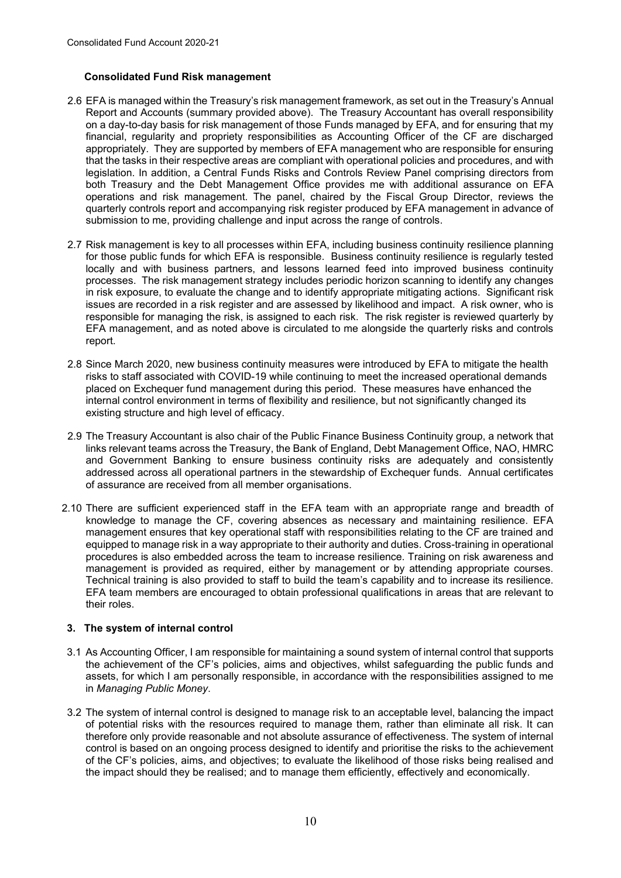### Consolidated Fund Risk management

2.6 EFA is managed within the Treasury's risk management framework, as set out in the Treasury's Annual Report and Accounts (summary provided above). The Treasury Accountant has overall responsibility on a day-to-day basis for risk management of those Funds managed by EFA, and for ensuring that my financial, regularity and propriety responsibilities as Accounting Officer of the CF are discharged appropriately. They are supported by members of EFA management who are responsible for ensuring that the tasks in their respective areas are compliant with operational policies and procedures, and with legislation. In addition, a Central Funds Risks and Controls Review Panel comprising directors from both Treasury and the Debt Management Office provides me with additional assurance on EFA operations and risk management. The panel, chaired by the Fiscal Group Director, reviews the quarterly controls report and accompanying risk register produced by EFA management in advance of submission to me, providing challenge and input across the range of controls.

2.7 Risk management is key to all processes within EFA, including business continuity resilience planning for those public funds for which EFA is responsible. Business continuity resilience is regularly tested locally and with business partners, and lessons learned feed into improved business continuity processes. The risk management strategy includes periodic horizon scanning to identify any changes in risk exposure, to evaluate the change and to identify appropriate mitigating actions. Significant risk issues are recorded in a risk register and are assessed by likelihood and impact. A risk owner, who is responsible for managing the risk, is assigned to each risk. The risk register is reviewed quarterly by EFA management, and as noted above is circulated to me alongside the quarterly risks and controls report.

2.8 Since March 2020, new business continuity measures were introduced by EFA to mitigate the health risks to staff associated with COVID-19 while continuing to meet the increased operational demands placed on Exchequer fund management during this period. These measures have enhanced the internal control environment in terms of flexibility and resilience, but not significantly changed its existing structure and high level of efficacy.

2.9 The Treasury Accountant is also chair of the Public Finance Business Continuity group, a network that links relevant teams across the Treasury, the Bank of England, Debt Management Office, NAO, HMRC and Government Banking to ensure business continuity risks are adequately and consistently addressed across all operational partners in the stewardship of Exchequer funds. Annual certificates of assurance are received from all member organisations.

2.10 There are sufficient experienced staff in the EFA team with an appropriate range and breadth of knowledge to manage the CF, covering absences as necessary and maintaining resilience. EFA management ensures that key operational staff with responsibilities relating to the CF are trained and equipped to manage risk in a way appropriate to their authority and duties. Cross-training in operational procedures is also embedded across the team to increase resilience. Training on risk awareness and management is provided as required, either by management or by attending appropriate courses. Technical training is also provided to staff to build the team's capability and to increase its resilience. EFA team members are encouraged to obtain professional qualifications in areas that are relevant to their roles.

## 3. The system of internal control

3.1 As Accounting Officer, I am responsible for maintaining a sound system of internal control that supports the achievement of the CF's policies, aims and objectives, whilst safeguarding the public funds and assets, for which I am personally responsible, in accordance with the responsibilities assigned to me in *Managing Public Money*.

3.2 The system of internal control is designed to manage risk to an acceptable level, balancing the impact of potential risks with the resources required to manage them, rather than eliminate all risk. It can therefore only provide reasonable and not absolute assurance of effectiveness. The system of internal control is based on an ongoing process designed to identify and prioritise the risks to the achievement of the CF's policies, aims, and objectives; to evaluate the likelihood of those risks being realised and the impact should they be realised; and to manage them efficiently, effectively and economically.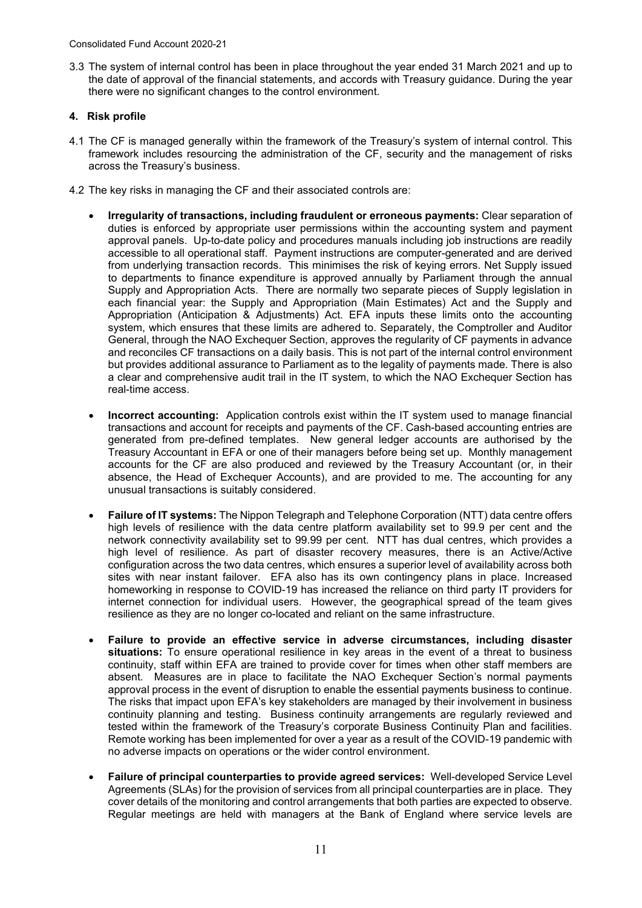3.3 The system of internal control has been in place throughout the year ended 31 March 2021 and up to the date of approval of the financial statements, and accords with Treasury guidance. During the year there were no significant changes to the control environment.

## 4. Risk profile

4.1 The CF is managed generally within the framework of the Treasury's system of internal control. This framework includes resourcing the administration of the CF, security and the management of risks across the Treasury's business.

4.2 The key risks in managing the CF and their associated controls are:

- **Irregularity of transactions, including fraudulent or erroneous payments:** Clear separation of duties is enforced by appropriate user permissions within the accounting system and payment approval panels. Up-to-date policy and procedures manuals including job instructions are readily accessible to all operational staff. Payment instructions are computer-generated and are derived from underlying transaction records. This minimises the risk of keying errors. Net Supply issued to departments to finance expenditure is approved annually by Parliament through the annual Supply and Appropriation Acts. There are normally two separate pieces of Supply legislation in each financial year: the Supply and Appropriation (Main Estimates) Act and the Supply and Appropriation (Anticipation & Adjustments) Act. EFA inputs these limits onto the accounting system, which ensures that these limits are adhered to. Separately, the Comptroller and Auditor General, through the NAO Exchequer Section, approves the regularity of CF payments in advance and reconciles CF transactions on a daily basis. This is not part of the internal control environment but provides additional assurance to Parliament as to the legality of payments made. There is also a clear and comprehensive audit trail in the IT system, to which the NAO Exchequer Section has real-time access.

- **Incorrect accounting:** Application controls exist within the IT system used to manage financial transactions and account for receipts and payments of the CF. Cash-based accounting entries are generated from pre-defined templates. New general ledger accounts are authorised by the Treasury Accountant in EFA or one of their managers before being set up. Monthly management accounts for the CF are also produced and reviewed by the Treasury Accountant (or, in their absence, the Head of Exchequer Accounts), and are provided to me. The accounting for any unusual transactions is suitably considered.

- **Failure of IT systems:** The Nippon Telegraph and Telephone Corporation (NTT) data centre offers high levels of resilience with the data centre platform availability set to 99.9 per cent and the network connectivity availability set to 99.99 per cent. NTT has dual centres, which provides a high level of resilience. As part of disaster recovery measures, there is an Active/Active configuration across the two data centres, which ensures a superior level of availability across both sites with near instant failover. EFA also has its own contingency plans in place. Increased homeworking in response to COVID-19 has increased the reliance on third party IT providers for internet connection for individual users. However, the geographical spread of the team gives resilience as they are no longer co-located and reliant on the same infrastructure.

- **Failure to provide an effective service in adverse circumstances, including disaster situations:** To ensure operational resilience in key areas in the event of a threat to business continuity, staff within EFA are trained to provide cover for times when other staff members are absent. Measures are in place to facilitate the NAO Exchequer Section's normal payments approval process in the event of disruption to enable the essential payments business to continue. The risks that impact upon EFA's key stakeholders are managed by their involvement in business continuity planning and testing. Business continuity arrangements are regularly reviewed and tested within the framework of the Treasury's corporate Business Continuity Plan and facilities. Remote working has been implemented for over a year as a result of the COVID-19 pandemic with no adverse impacts on operations or the wider control environment.

- **Failure of principal counterparties to provide agreed services:** Well-developed Service Level Agreements (SLAs) for the provision of services from all principal counterparties are in place. They cover details of the monitoring and control arrangements that both parties are expected to observe. Regular meetings are held with managers at the Bank of England where service levels are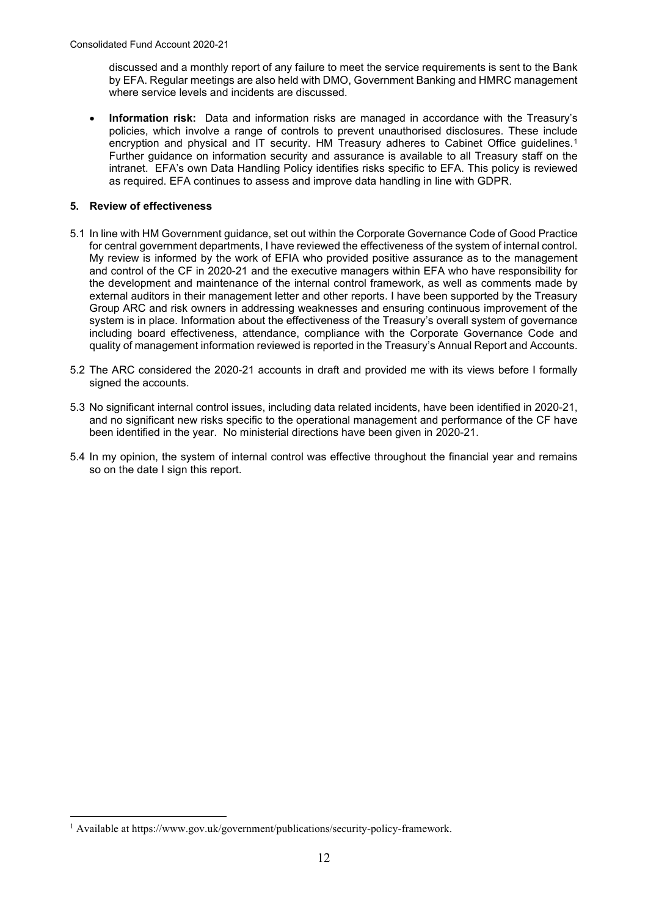discussed and a monthly report of any failure to meet the service requirements is sent to the Bank by EFA. Regular meetings are also held with DMO, Government Banking and HMRC management where service levels and incidents are discussed.

- **Information risk:** Data and information risks are managed in accordance with the Treasury's policies, which involve a range of controls to prevent unauthorised disclosures. These include encryption and physical and IT security. HM Treasury adheres to Cabinet Office guidelines.[1] Further guidance on information security and assurance is available to all Treasury staff on the intranet. EFA's own Data Handling Policy identifies risks specific to EFA. This policy is reviewed as required. EFA continues to assess and improve data handling in line with GDPR.

## 5. Review of effectiveness

5.1 In line with HM Government guidance, set out within the Corporate Governance Code of Good Practice for central government departments, I have reviewed the effectiveness of the system of internal control. My review is informed by the work of EFIA who provided positive assurance as to the management and control of the CF in 2020-21 and the executive managers within EFA who have responsibility for the development and maintenance of the internal control framework, as well as comments made by external auditors in their management letter and other reports. I have been supported by the Treasury Group ARC and risk owners in addressing weaknesses and ensuring continuous improvement of the system is in place. Information about the effectiveness of the Treasury's overall system of governance including board effectiveness, attendance, compliance with the Corporate Governance Code and quality of management information reviewed is reported in the Treasury's Annual Report and Accounts.

5.2 The ARC considered the 2020-21 accounts in draft and provided me with its views before I formally signed the accounts.

5.3 No significant internal control issues, including data related incidents, have been identified in 2020-21, and no significant new risks specific to the operational management and performance of the CF have been identified in the year. No ministerial directions have been given in 2020-21.

5.4 In my opinion, the system of internal control was effective throughout the financial year and remains so on the date I sign this report.

[1] Available at https://www.gov.uk/government/publications/security-policy-framework.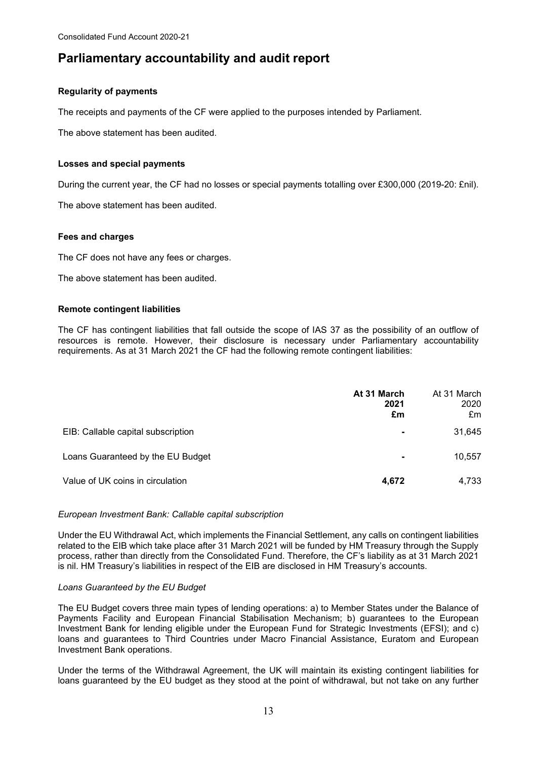# Parliamentary accountability and audit report

**Regularity of payments**

The receipts and payments of the CF were applied to the purposes intended by Parliament.

The above statement has been audited.

**Losses and special payments**

During the current year, the CF had no losses or special payments totalling over £300,000 (2019-20: £nil).

The above statement has been audited.

**Fees and charges**

The CF does not have any fees or charges.

The above statement has been audited.

**Remote contingent liabilities**

The CF has contingent liabilities that fall outside the scope of IAS 37 as the possibility of an outflow of resources is remote. However, their disclosure is necessary under Parliamentary accountability requirements. As at 31 March 2021 the CF had the following remote contingent liabilities:

| | **At 31 March 2021 £m** | At 31 March 2020 £m |
|---|---|---|
| EIB: Callable capital subscription | **-** | 31,645 |
| Loans Guaranteed by the EU Budget | **-** | 10,557 |
| Value of UK coins in circulation | **4,672** | 4,733 |

*European Investment Bank: Callable capital subscription*

Under the EU Withdrawal Act, which implements the Financial Settlement, any calls on contingent liabilities related to the EIB which take place after 31 March 2021 will be funded by HM Treasury through the Supply process, rather than directly from the Consolidated Fund. Therefore, the CF's liability as at 31 March 2021 is nil. HM Treasury's liabilities in respect of the EIB are disclosed in HM Treasury's accounts.

*Loans Guaranteed by the EU Budget*

The EU Budget covers three main types of lending operations: a) to Member States under the Balance of Payments Facility and European Financial Stabilisation Mechanism; b) guarantees to the European Investment Bank for lending eligible under the European Fund for Strategic Investments (EFSI); and c) loans and guarantees to Third Countries under Macro Financial Assistance, Euratom and European Investment Bank operations.

Under the terms of the Withdrawal Agreement, the UK will maintain its existing contingent liabilities for loans guaranteed by the EU budget as they stood at the point of withdrawal, but not take on any further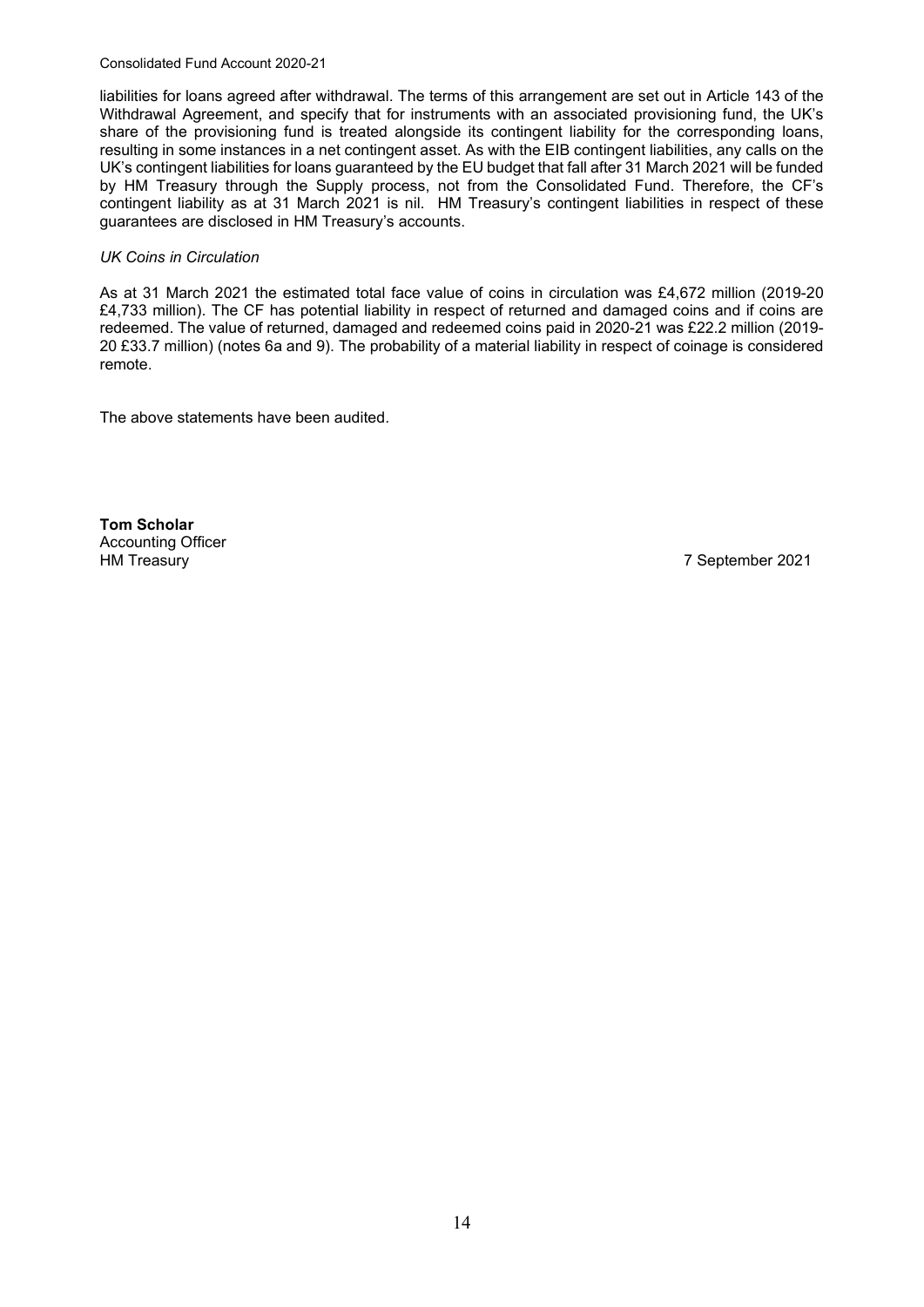liabilities for loans agreed after withdrawal. The terms of this arrangement are set out in Article 143 of the Withdrawal Agreement, and specify that for instruments with an associated provisioning fund, the UK's share of the provisioning fund is treated alongside its contingent liability for the corresponding loans, resulting in some instances in a net contingent asset. As with the EIB contingent liabilities, any calls on the UK's contingent liabilities for loans guaranteed by the EU budget that fall after 31 March 2021 will be funded by HM Treasury through the Supply process, not from the Consolidated Fund. Therefore, the CF's contingent liability as at 31 March 2021 is nil. HM Treasury's contingent liabilities in respect of these guarantees are disclosed in HM Treasury's accounts.

*UK Coins in Circulation*

As at 31 March 2021 the estimated total face value of coins in circulation was £4,672 million (2019-20 £4,733 million). The CF has potential liability in respect of returned and damaged coins and if coins are redeemed. The value of returned, damaged and redeemed coins paid in 2020-21 was £22.2 million (2019-20 £33.7 million) (notes 6a and 9). The probability of a material liability in respect of coinage is considered remote.

The above statements have been audited.

**Tom Scholar**
Accounting Officer
HM Treasury

7 September 2021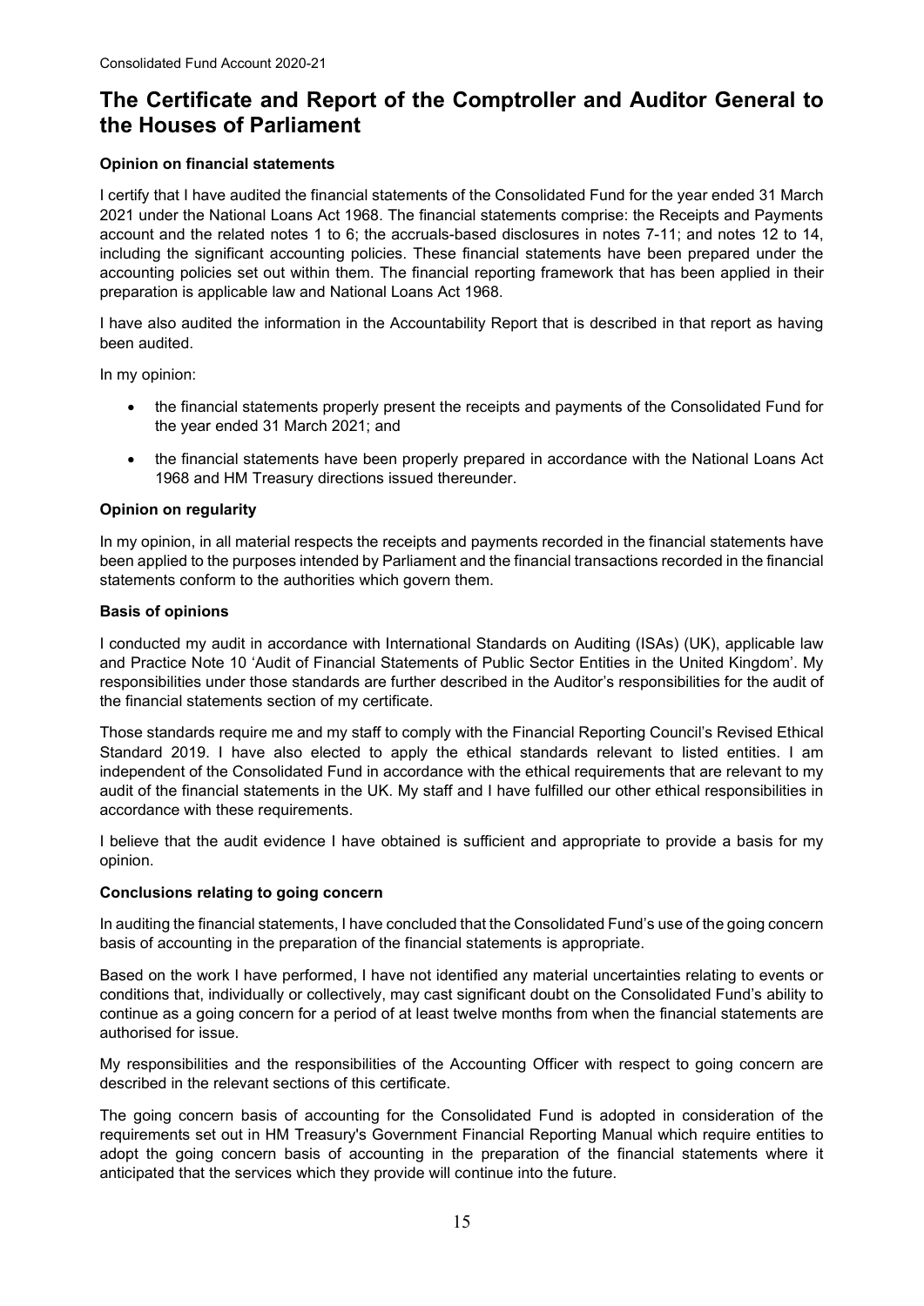# The Certificate and Report of the Comptroller and Auditor General to the Houses of Parliament

**Opinion on financial statements**

I certify that I have audited the financial statements of the Consolidated Fund for the year ended 31 March 2021 under the National Loans Act 1968. The financial statements comprise: the Receipts and Payments account and the related notes 1 to 6; the accruals-based disclosures in notes 7-11; and notes 12 to 14, including the significant accounting policies. These financial statements have been prepared under the accounting policies set out within them. The financial reporting framework that has been applied in their preparation is applicable law and National Loans Act 1968.

I have also audited the information in the Accountability Report that is described in that report as having been audited.

In my opinion:

- the financial statements properly present the receipts and payments of the Consolidated Fund for the year ended 31 March 2021; and
- the financial statements have been properly prepared in accordance with the National Loans Act 1968 and HM Treasury directions issued thereunder.

**Opinion on regularity**

In my opinion, in all material respects the receipts and payments recorded in the financial statements have been applied to the purposes intended by Parliament and the financial transactions recorded in the financial statements conform to the authorities which govern them.

**Basis of opinions**

I conducted my audit in accordance with International Standards on Auditing (ISAs) (UK), applicable law and Practice Note 10 'Audit of Financial Statements of Public Sector Entities in the United Kingdom'. My responsibilities under those standards are further described in the Auditor's responsibilities for the audit of the financial statements section of my certificate.

Those standards require me and my staff to comply with the Financial Reporting Council's Revised Ethical Standard 2019. I have also elected to apply the ethical standards relevant to listed entities. I am independent of the Consolidated Fund in accordance with the ethical requirements that are relevant to my audit of the financial statements in the UK. My staff and I have fulfilled our other ethical responsibilities in accordance with these requirements.

I believe that the audit evidence I have obtained is sufficient and appropriate to provide a basis for my opinion.

**Conclusions relating to going concern**

In auditing the financial statements, I have concluded that the Consolidated Fund's use of the going concern basis of accounting in the preparation of the financial statements is appropriate.

Based on the work I have performed, I have not identified any material uncertainties relating to events or conditions that, individually or collectively, may cast significant doubt on the Consolidated Fund's ability to continue as a going concern for a period of at least twelve months from when the financial statements are authorised for issue.

My responsibilities and the responsibilities of the Accounting Officer with respect to going concern are described in the relevant sections of this certificate.

The going concern basis of accounting for the Consolidated Fund is adopted in consideration of the requirements set out in HM Treasury's Government Financial Reporting Manual which require entities to adopt the going concern basis of accounting in the preparation of the financial statements where it anticipated that the services which they provide will continue into the future.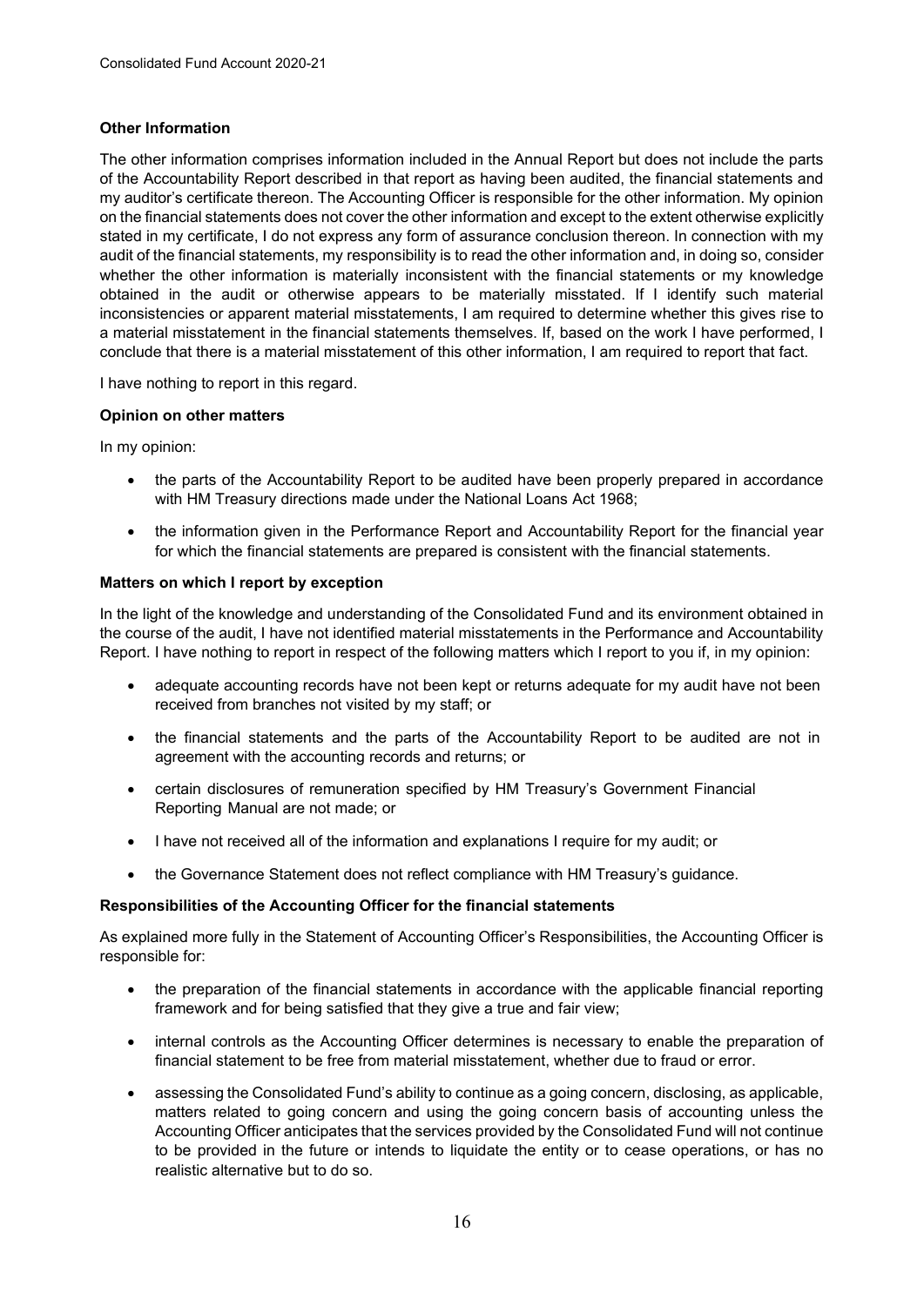**Other Information**

The other information comprises information included in the Annual Report but does not include the parts of the Accountability Report described in that report as having been audited, the financial statements and my auditor's certificate thereon. The Accounting Officer is responsible for the other information. My opinion on the financial statements does not cover the other information and except to the extent otherwise explicitly stated in my certificate, I do not express any form of assurance conclusion thereon. In connection with my audit of the financial statements, my responsibility is to read the other information and, in doing so, consider whether the other information is materially inconsistent with the financial statements or my knowledge obtained in the audit or otherwise appears to be materially misstated. If I identify such material inconsistencies or apparent material misstatements, I am required to determine whether this gives rise to a material misstatement in the financial statements themselves. If, based on the work I have performed, I conclude that there is a material misstatement of this other information, I am required to report that fact.

I have nothing to report in this regard.

**Opinion on other matters**

In my opinion:

- the parts of the Accountability Report to be audited have been properly prepared in accordance with HM Treasury directions made under the National Loans Act 1968;
- the information given in the Performance Report and Accountability Report for the financial year for which the financial statements are prepared is consistent with the financial statements.

**Matters on which I report by exception**

In the light of the knowledge and understanding of the Consolidated Fund and its environment obtained in the course of the audit, I have not identified material misstatements in the Performance and Accountability Report. I have nothing to report in respect of the following matters which I report to you if, in my opinion:

- adequate accounting records have not been kept or returns adequate for my audit have not been received from branches not visited by my staff; or
- the financial statements and the parts of the Accountability Report to be audited are not in agreement with the accounting records and returns; or
- certain disclosures of remuneration specified by HM Treasury's Government Financial Reporting Manual are not made; or
- I have not received all of the information and explanations I require for my audit; or
- the Governance Statement does not reflect compliance with HM Treasury's guidance.

**Responsibilities of the Accounting Officer for the financial statements**

As explained more fully in the Statement of Accounting Officer's Responsibilities, the Accounting Officer is responsible for:

- the preparation of the financial statements in accordance with the applicable financial reporting framework and for being satisfied that they give a true and fair view;
- internal controls as the Accounting Officer determines is necessary to enable the preparation of financial statement to be free from material misstatement, whether due to fraud or error.
- assessing the Consolidated Fund's ability to continue as a going concern, disclosing, as applicable, matters related to going concern and using the going concern basis of accounting unless the Accounting Officer anticipates that the services provided by the Consolidated Fund will not continue to be provided in the future or intends to liquidate the entity or to cease operations, or has no realistic alternative but to do so.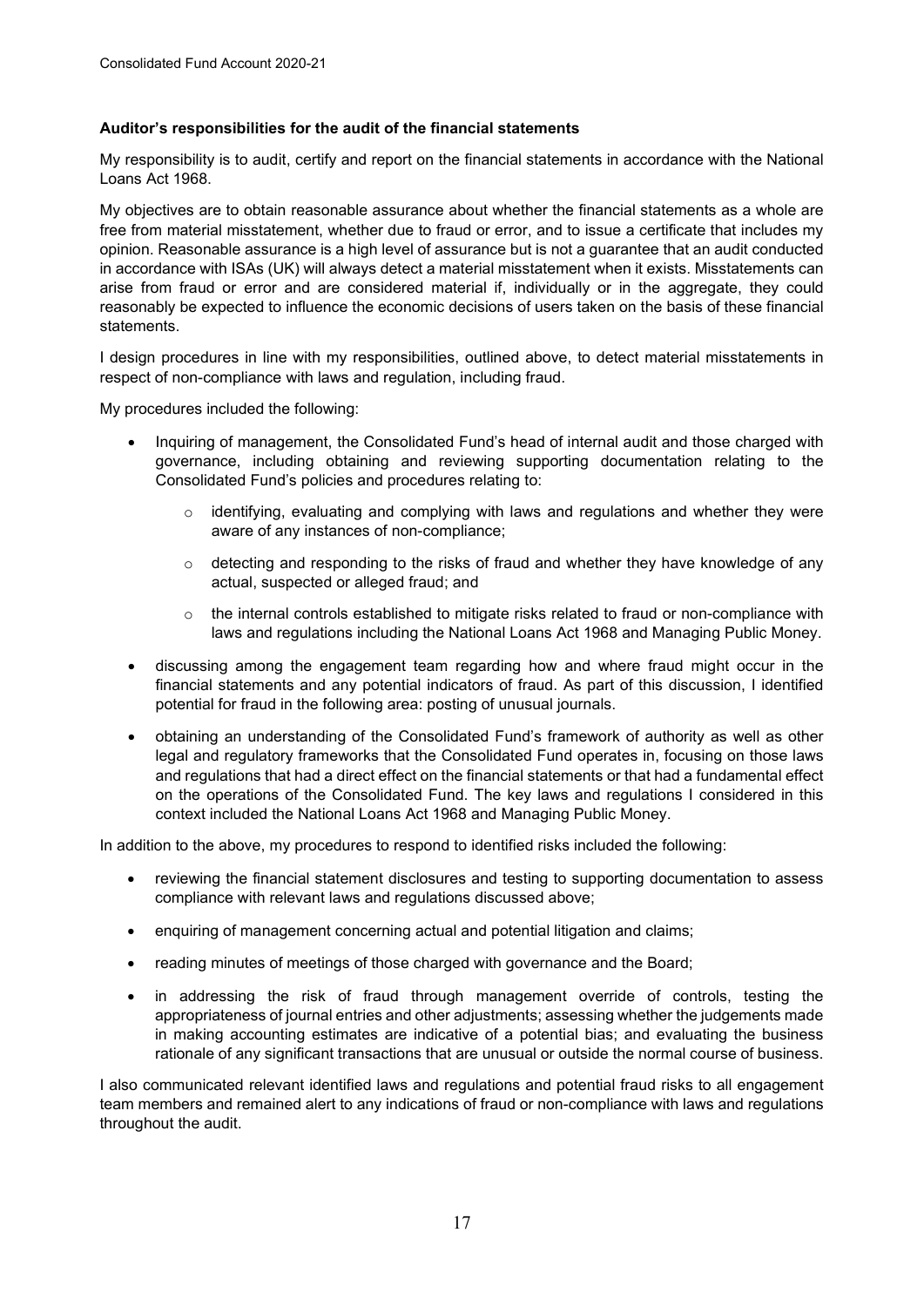**Auditor's responsibilities for the audit of the financial statements**

My responsibility is to audit, certify and report on the financial statements in accordance with the National Loans Act 1968.

My objectives are to obtain reasonable assurance about whether the financial statements as a whole are free from material misstatement, whether due to fraud or error, and to issue a certificate that includes my opinion. Reasonable assurance is a high level of assurance but is not a guarantee that an audit conducted in accordance with ISAs (UK) will always detect a material misstatement when it exists. Misstatements can arise from fraud or error and are considered material if, individually or in the aggregate, they could reasonably be expected to influence the economic decisions of users taken on the basis of these financial statements.

I design procedures in line with my responsibilities, outlined above, to detect material misstatements in respect of non-compliance with laws and regulation, including fraud.

My procedures included the following:

- Inquiring of management, the Consolidated Fund's head of internal audit and those charged with governance, including obtaining and reviewing supporting documentation relating to the Consolidated Fund's policies and procedures relating to:
  - identifying, evaluating and complying with laws and regulations and whether they were aware of any instances of non-compliance;
  - detecting and responding to the risks of fraud and whether they have knowledge of any actual, suspected or alleged fraud; and
  - the internal controls established to mitigate risks related to fraud or non-compliance with laws and regulations including the National Loans Act 1968 and Managing Public Money.
- discussing among the engagement team regarding how and where fraud might occur in the financial statements and any potential indicators of fraud. As part of this discussion, I identified potential for fraud in the following area: posting of unusual journals.
- obtaining an understanding of the Consolidated Fund's framework of authority as well as other legal and regulatory frameworks that the Consolidated Fund operates in, focusing on those laws and regulations that had a direct effect on the financial statements or that had a fundamental effect on the operations of the Consolidated Fund. The key laws and regulations I considered in this context included the National Loans Act 1968 and Managing Public Money.

In addition to the above, my procedures to respond to identified risks included the following:

- reviewing the financial statement disclosures and testing to supporting documentation to assess compliance with relevant laws and regulations discussed above;
- enquiring of management concerning actual and potential litigation and claims;
- reading minutes of meetings of those charged with governance and the Board;
- in addressing the risk of fraud through management override of controls, testing the appropriateness of journal entries and other adjustments; assessing whether the judgements made in making accounting estimates are indicative of a potential bias; and evaluating the business rationale of any significant transactions that are unusual or outside the normal course of business.

I also communicated relevant identified laws and regulations and potential fraud risks to all engagement team members and remained alert to any indications of fraud or non-compliance with laws and regulations throughout the audit.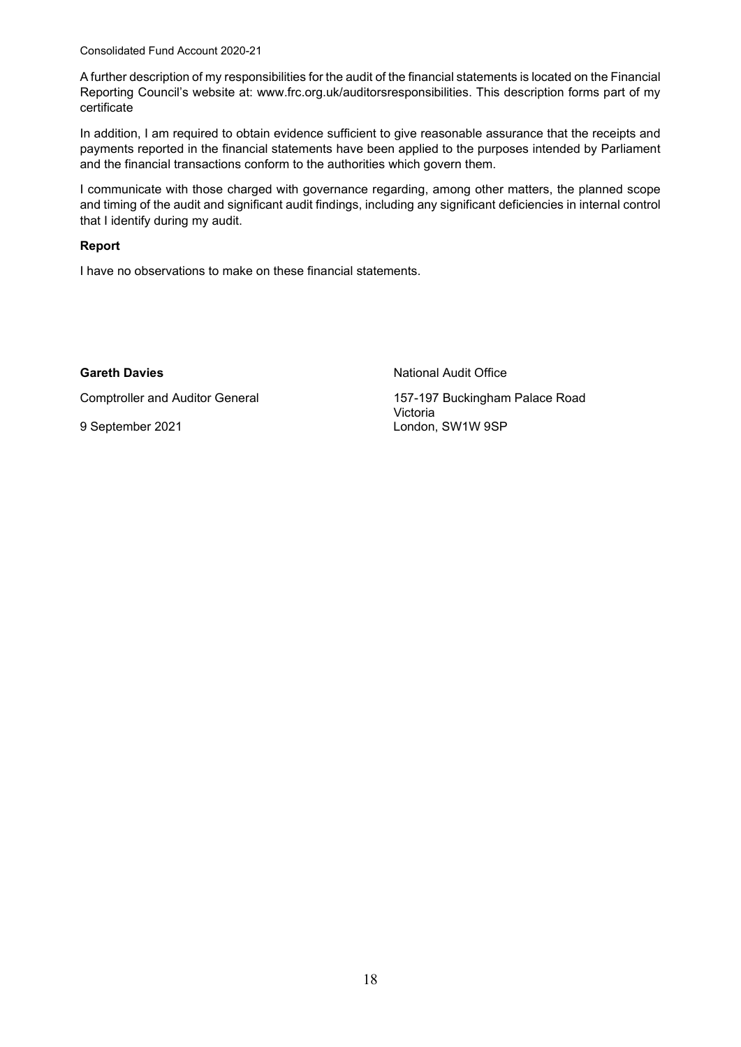A further description of my responsibilities for the audit of the financial statements is located on the Financial Reporting Council's website at: www.frc.org.uk/auditorsresponsibilities. This description forms part of my certificate

In addition, I am required to obtain evidence sufficient to give reasonable assurance that the receipts and payments reported in the financial statements have been applied to the purposes intended by Parliament and the financial transactions conform to the authorities which govern them.

I communicate with those charged with governance regarding, among other matters, the planned scope and timing of the audit and significant audit findings, including any significant deficiencies in internal control that I identify during my audit.

**Report**

I have no observations to make on these financial statements.

**Gareth Davies**

Comptroller and Auditor General

9 September 2021

National Audit Office

157-197 Buckingham Palace Road
Victoria
London, SW1W 9SP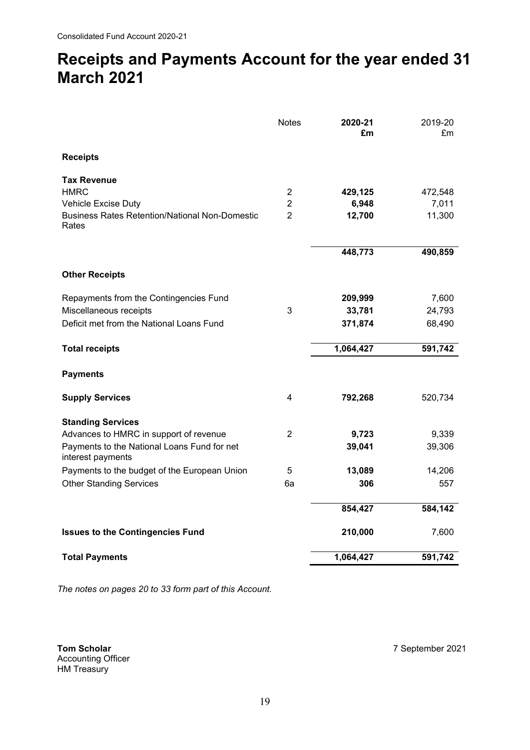# Receipts and Payments Account for the year ended 31 March 2021

| | Notes | **2020-21 £m** | 2019-20 £m |
|---|---|---|---|
| **Receipts** | | | |
| **Tax Revenue** | | | |
| HMRC | 2 | **429,125** | 472,548 |
| Vehicle Excise Duty | 2 | **6,948** | 7,011 |
| Business Rates Retention/National Non-Domestic Rates | 2 | **12,700** | 11,300 |
| | | **448,773** | **490,859** |
| **Other Receipts** | | | |
| Repayments from the Contingencies Fund | | **209,999** | 7,600 |
| Miscellaneous receipts | 3 | **33,781** | 24,793 |
| Deficit met from the National Loans Fund | | **371,874** | 68,490 |
| **Total receipts** | | **1,064,427** | **591,742** |
| **Payments** | | | |
| **Supply Services** | 4 | **792,268** | 520,734 |
| **Standing Services** | | | |
| Advances to HMRC in support of revenue | 2 | **9,723** | 9,339 |
| Payments to the National Loans Fund for net interest payments | | **39,041** | 39,306 |
| Payments to the budget of the European Union | 5 | **13,089** | 14,206 |
| Other Standing Services | 6a | **306** | 557 |
| | | **854,427** | **584,142** |
| **Issues to the Contingencies Fund** | | **210,000** | 7,600 |
| **Total Payments** | | **1,064,427** | **591,742** |

*The notes on pages 20 to 33 form part of this Account.*

**Tom Scholar**
Accounting Officer
HM Treasury

7 September 2021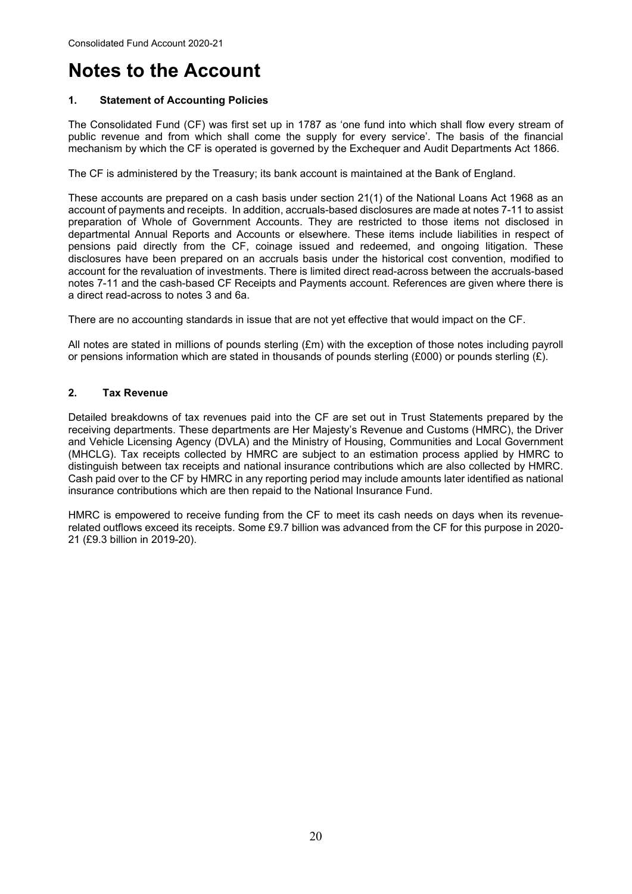# Notes to the Account

### 1. Statement of Accounting Policies

The Consolidated Fund (CF) was first set up in 1787 as 'one fund into which shall flow every stream of public revenue and from which shall come the supply for every service'. The basis of the financial mechanism by which the CF is operated is governed by the Exchequer and Audit Departments Act 1866.

The CF is administered by the Treasury; its bank account is maintained at the Bank of England.

These accounts are prepared on a cash basis under section 21(1) of the National Loans Act 1968 as an account of payments and receipts. In addition, accruals-based disclosures are made at notes 7-11 to assist preparation of Whole of Government Accounts. They are restricted to those items not disclosed in departmental Annual Reports and Accounts or elsewhere. These items include liabilities in respect of pensions paid directly from the CF, coinage issued and redeemed, and ongoing litigation. These disclosures have been prepared on an accruals basis under the historical cost convention, modified to account for the revaluation of investments. There is limited direct read-across between the accruals-based notes 7-11 and the cash-based CF Receipts and Payments account. References are given where there is a direct read-across to notes 3 and 6a.

There are no accounting standards in issue that are not yet effective that would impact on the CF.

All notes are stated in millions of pounds sterling (£m) with the exception of those notes including payroll or pensions information which are stated in thousands of pounds sterling (£000) or pounds sterling (£).

### 2. Tax Revenue

Detailed breakdowns of tax revenues paid into the CF are set out in Trust Statements prepared by the receiving departments. These departments are Her Majesty's Revenue and Customs (HMRC), the Driver and Vehicle Licensing Agency (DVLA) and the Ministry of Housing, Communities and Local Government (MHCLG). Tax receipts collected by HMRC are subject to an estimation process applied by HMRC to distinguish between tax receipts and national insurance contributions which are also collected by HMRC. Cash paid over to the CF by HMRC in any reporting period may include amounts later identified as national insurance contributions which are then repaid to the National Insurance Fund.

HMRC is empowered to receive funding from the CF to meet its cash needs on days when its revenue-related outflows exceed its receipts. Some £9.7 billion was advanced from the CF for this purpose in 2020-21 (£9.3 billion in 2019-20).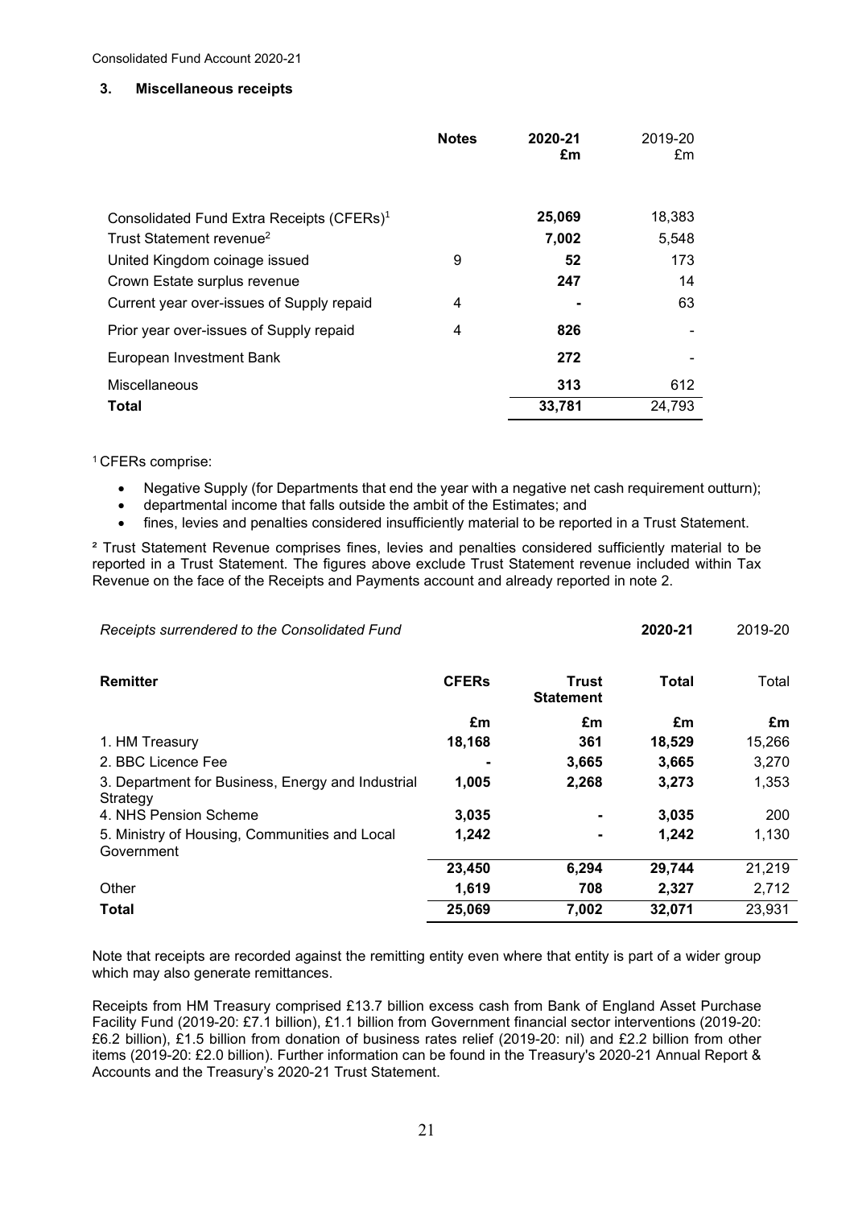## 3. Miscellaneous receipts

| | Notes | 2020-21 £m | 2019-20 £m |
|---|---|---|---|
| Consolidated Fund Extra Receipts (CFERs)[1] | | **25,069** | 18,383 |
| Trust Statement revenue[2] | | **7,002** | 5,548 |
| United Kingdom coinage issued | 9 | **52** | 173 |
| Crown Estate surplus revenue | | **247** | 14 |
| Current year over-issues of Supply repaid | 4 | **-** | 63 |
| Prior year over-issues of Supply repaid | 4 | **826** | - |
| European Investment Bank | | **272** | - |
| Miscellaneous | | **313** | 612 |
| **Total** | | **33,781** | 24,793 |

[1] CFERs comprise:

- Negative Supply (for Departments that end the year with a negative net cash requirement outturn);
- departmental income that falls outside the ambit of the Estimates; and
- fines, levies and penalties considered insufficiently material to be reported in a Trust Statement.

[2] Trust Statement Revenue comprises fines, levies and penalties considered sufficiently material to be reported in a Trust Statement. The figures above exclude Trust Statement revenue included within Tax Revenue on the face of the Receipts and Payments account and already reported in note 2.

*Receipts surrendered to the Consolidated Fund*

| | | | 2020-21 | 2019-20 |
|---|---|---|---|---|
| **Remitter** | **CFERs** | **Trust Statement** | **Total** | Total |
| | **£m** | **£m** | **£m** | **£m** |
| 1. HM Treasury | **18,168** | **361** | **18,529** | 15,266 |
| 2. BBC Licence Fee | **-** | **3,665** | **3,665** | 3,270 |
| 3. Department for Business, Energy and Industrial Strategy | **1,005** | **2,268** | **3,273** | 1,353 |
| 4. NHS Pension Scheme | **3,035** | **-** | **3,035** | 200 |
| 5. Ministry of Housing, Communities and Local Government | **1,242** | **-** | **1,242** | 1,130 |
| | **23,450** | **6,294** | **29,744** | 21,219 |
| Other | **1,619** | **708** | **2,327** | 2,712 |
| **Total** | **25,069** | **7,002** | **32,071** | 23,931 |

Note that receipts are recorded against the remitting entity even where that entity is part of a wider group which may also generate remittances.

Receipts from HM Treasury comprised £13.7 billion excess cash from Bank of England Asset Purchase Facility Fund (2019-20: £7.1 billion), £1.1 billion from Government financial sector interventions (2019-20: £6.2 billion), £1.5 billion from donation of business rates relief (2019-20: nil) and £2.2 billion from other items (2019-20: £2.0 billion). Further information can be found in the Treasury's 2020-21 Annual Report & Accounts and the Treasury's 2020-21 Trust Statement.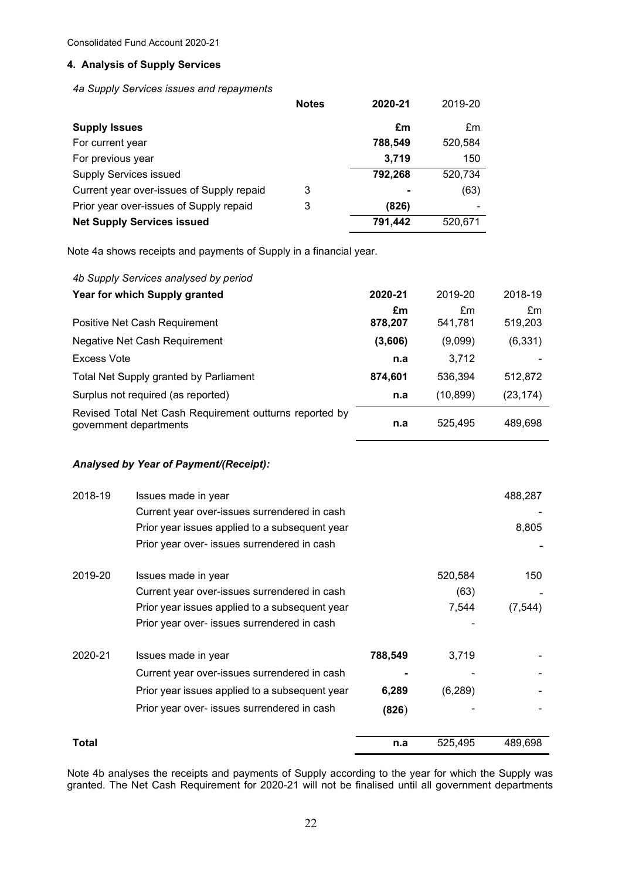## 4. Analysis of Supply Services

*4a Supply Services issues and repayments*

| | Notes | 2020-21 | 2019-20 |
|---|---|---|---|
| **Supply Issues** | | **£m** | £m |
| For current year | | **788,549** | 520,584 |
| For previous year | | **3,719** | 150 |
| Supply Services issued | | **792,268** | 520,734 |
| Current year over-issues of Supply repaid | 3 | **-** | (63) |
| Prior year over-issues of Supply repaid | 3 | **(826)** | - |
| **Net Supply Services issued** | | **791,442** | 520,671 |

Note 4a shows receipts and payments of Supply in a financial year.

*4b Supply Services analysed by period*

| **Year for which Supply granted** | **2020-21** | 2019-20 | 2018-19 |
|---|---|---|---|
| | **£m** | £m | £m |
| Positive Net Cash Requirement | **878,207** | 541,781 | 519,203 |
| Negative Net Cash Requirement | **(3,606)** | (9,099) | (6,331) |
| Excess Vote | **n.a** | 3,712 | - |
| Total Net Supply granted by Parliament | **874,601** | 536,394 | 512,872 |
| Surplus not required (as reported) | **n.a** | (10,899) | (23,174) |
| Revised Total Net Cash Requirement outturns reported by government departments | **n.a** | 525,495 | 489,698 |

***Analysed by Year of Payment/(Receipt):***

| | | 2020-21 | 2019-20 | 2018-19 |
|---|---|---|---|---|
| 2018-19 | Issues made in year | | | 488,287 |
| | Current year over-issues surrendered in cash | | | - |
| | Prior year issues applied to a subsequent year | | | 8,805 |
| | Prior year over- issues surrendered in cash | | | - |
| 2019-20 | Issues made in year | | 520,584 | 150 |
| | Current year over-issues surrendered in cash | | (63) | - |
| | Prior year issues applied to a subsequent year | | 7,544 | (7,544) |
| | Prior year over- issues surrendered in cash | | - | |
| 2020-21 | Issues made in year | **788,549** | 3,719 | - |
| | Current year over-issues surrendered in cash | **-** | - | - |
| | Prior year issues applied to a subsequent year | **6,289** | (6,289) | - |
| | Prior year over- issues surrendered in cash | **(826)** | - | - |
| **Total** | | **n.a** | 525,495 | 489,698 |

Note 4b analyses the receipts and payments of Supply according to the year for which the Supply was granted. The Net Cash Requirement for 2020-21 will not be finalised until all government departments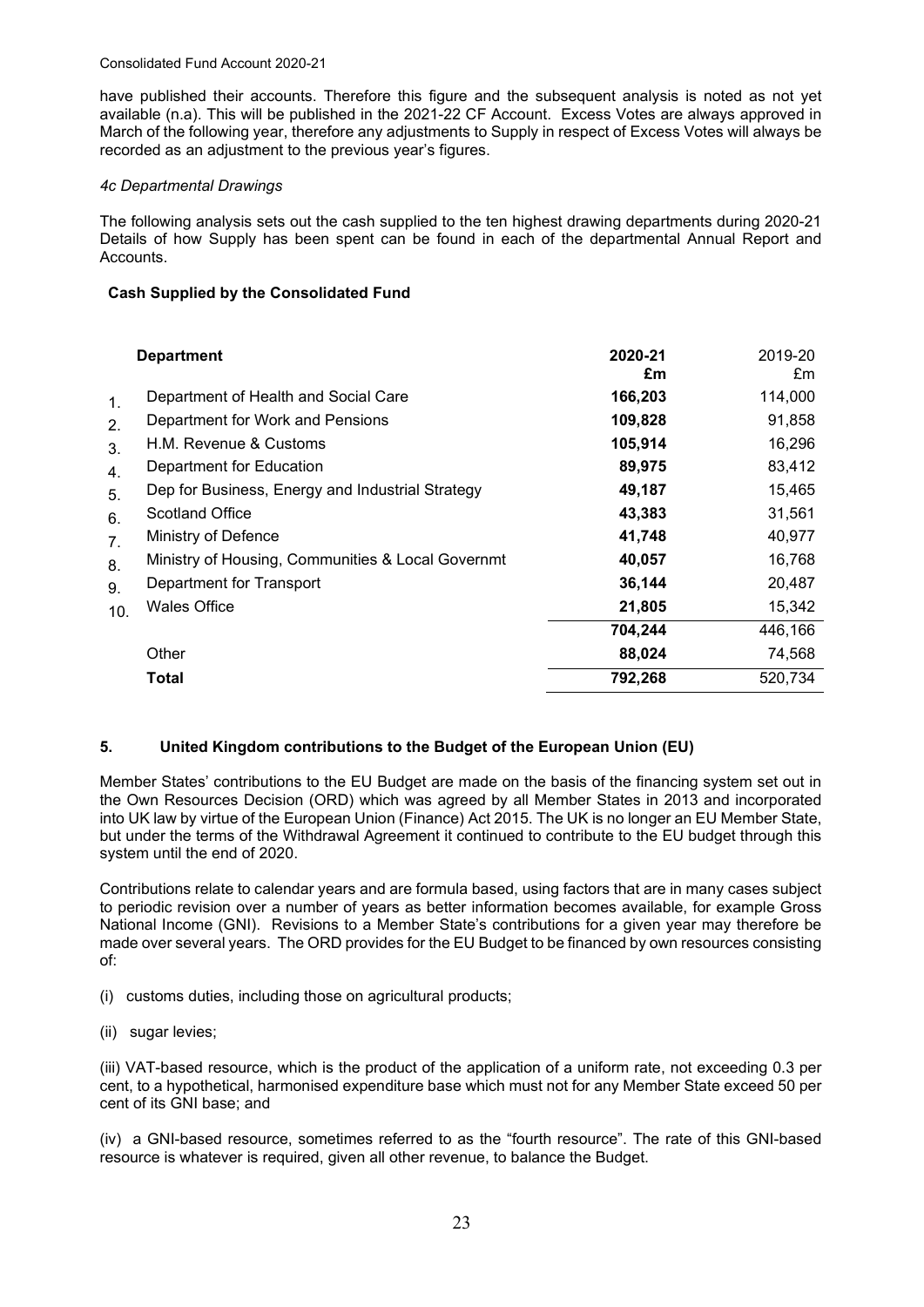have published their accounts. Therefore this figure and the subsequent analysis is noted as not yet available (n.a). This will be published in the 2021-22 CF Account. Excess Votes are always approved in March of the following year, therefore any adjustments to Supply in respect of Excess Votes will always be recorded as an adjustment to the previous year's figures.

*4c Departmental Drawings*

The following analysis sets out the cash supplied to the ten highest drawing departments during 2020-21 Details of how Supply has been spent can be found in each of the departmental Annual Report and Accounts.

**Cash Supplied by the Consolidated Fund**

| | **Department** | **2020-21 £m** | 2019-20 £m |
|---|---|---|---|
| 1. | Department of Health and Social Care | **166,203** | 114,000 |
| 2. | Department for Work and Pensions | **109,828** | 91,858 |
| 3. | H.M. Revenue & Customs | **105,914** | 16,296 |
| 4. | Department for Education | **89,975** | 83,412 |
| 5. | Dep for Business, Energy and Industrial Strategy | **49,187** | 15,465 |
| 6. | Scotland Office | **43,383** | 31,561 |
| 7. | Ministry of Defence | **41,748** | 40,977 |
| 8. | Ministry of Housing, Communities & Local Governmt | **40,057** | 16,768 |
| 9. | Department for Transport | **36,144** | 20,487 |
| 10. | Wales Office | **21,805** | 15,342 |
| | | **704,244** | 446,166 |
| | Other | **88,024** | 74,568 |
| | **Total** | **792,268** | 520,734 |

## 5. United Kingdom contributions to the Budget of the European Union (EU)

Member States' contributions to the EU Budget are made on the basis of the financing system set out in the Own Resources Decision (ORD) which was agreed by all Member States in 2013 and incorporated into UK law by virtue of the European Union (Finance) Act 2015. The UK is no longer an EU Member State, but under the terms of the Withdrawal Agreement it continued to contribute to the EU budget through this system until the end of 2020.

Contributions relate to calendar years and are formula based, using factors that are in many cases subject to periodic revision over a number of years as better information becomes available, for example Gross National Income (GNI). Revisions to a Member State's contributions for a given year may therefore be made over several years. The ORD provides for the EU Budget to be financed by own resources consisting of:

(i) customs duties, including those on agricultural products;

(ii) sugar levies;

(iii) VAT-based resource, which is the product of the application of a uniform rate, not exceeding 0.3 per cent, to a hypothetical, harmonised expenditure base which must not for any Member State exceed 50 per cent of its GNI base; and

(iv) a GNI-based resource, sometimes referred to as the "fourth resource". The rate of this GNI-based resource is whatever is required, given all other revenue, to balance the Budget.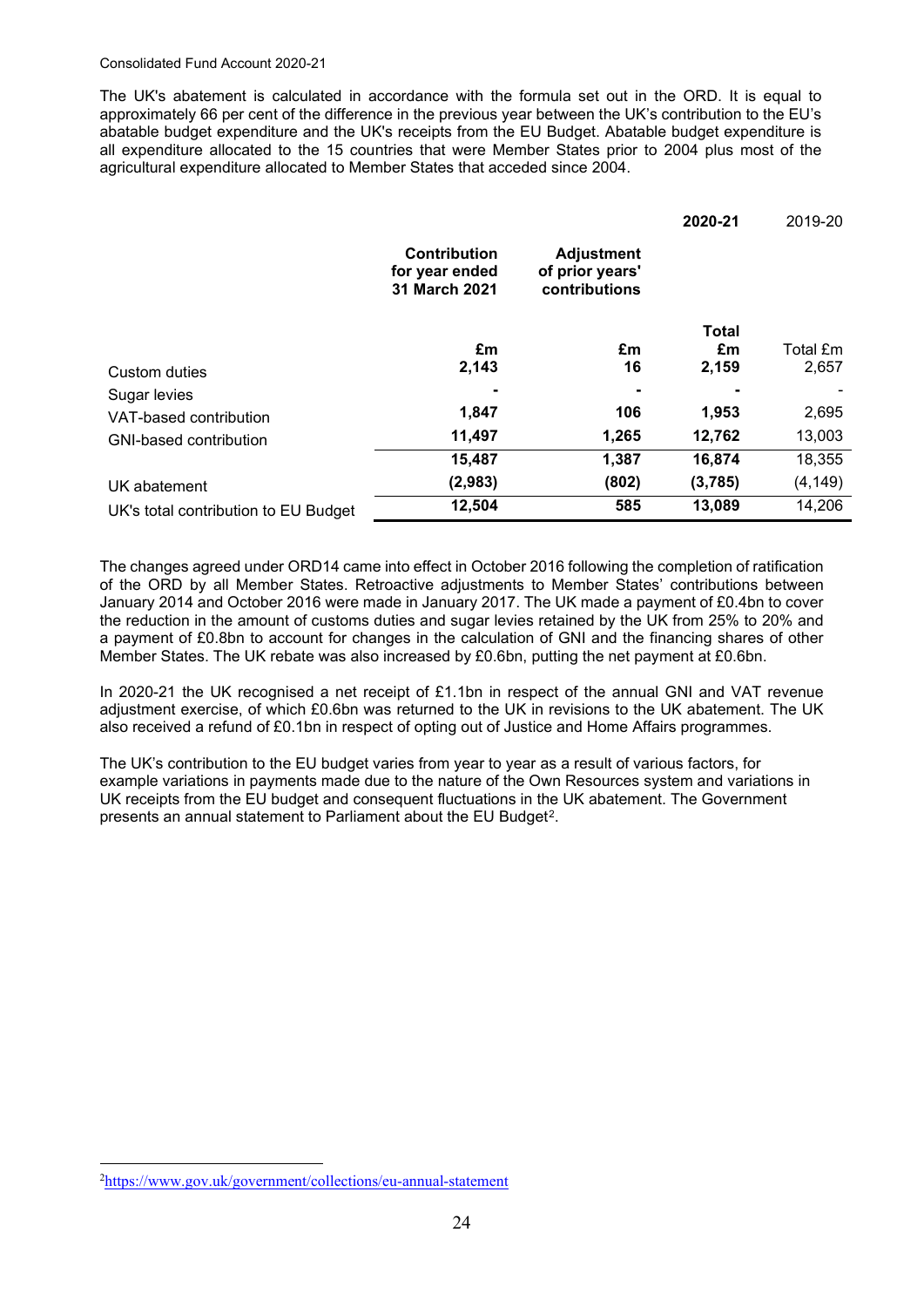The UK's abatement is calculated in accordance with the formula set out in the ORD. It is equal to approximately 66 per cent of the difference in the previous year between the UK's contribution to the EU's abatable budget expenditure and the UK's receipts from the EU Budget. Abatable budget expenditure is all expenditure allocated to the 15 countries that were Member States prior to 2004 plus most of the agricultural expenditure allocated to Member States that acceded since 2004.

| | | | **2020-21** | 2019-20 |
|---|---|---|---|---|
| | **Contribution for year ended 31 March 2021** | **Adjustment of prior years' contributions** | | |
| | **£m** | **£m** | **Total £m** | Total £m |
| Custom duties | **2,143** | **16** | **2,159** | 2,657 |
| Sugar levies | **-** | **-** | **-** | - |
| VAT-based contribution | **1,847** | **106** | **1,953** | 2,695 |
| GNI-based contribution | **11,497** | **1,265** | **12,762** | 13,003 |
| | **15,487** | **1,387** | **16,874** | 18,355 |
| UK abatement | **(2,983)** | **(802)** | **(3,785)** | (4,149) |
| UK's total contribution to EU Budget | **12,504** | **585** | **13,089** | 14,206 |

The changes agreed under ORD14 came into effect in October 2016 following the completion of ratification of the ORD by all Member States. Retroactive adjustments to Member States' contributions between January 2014 and October 2016 were made in January 2017. The UK made a payment of £0.4bn to cover the reduction in the amount of customs duties and sugar levies retained by the UK from 25% to 20% and a payment of £0.8bn to account for changes in the calculation of GNI and the financing shares of other Member States. The UK rebate was also increased by £0.6bn, putting the net payment at £0.6bn.

In 2020-21 the UK recognised a net receipt of £1.1bn in respect of the annual GNI and VAT revenue adjustment exercise, of which £0.6bn was returned to the UK in revisions to the UK abatement. The UK also received a refund of £0.1bn in respect of opting out of Justice and Home Affairs programmes.

The UK's contribution to the EU budget varies from year to year as a result of various factors, for example variations in payments made due to the nature of the Own Resources system and variations in UK receipts from the EU budget and consequent fluctuations in the UK abatement. The Government presents an annual statement to Parliament about the EU Budget[2].

[2] https://www.gov.uk/government/collections/eu-annual-statement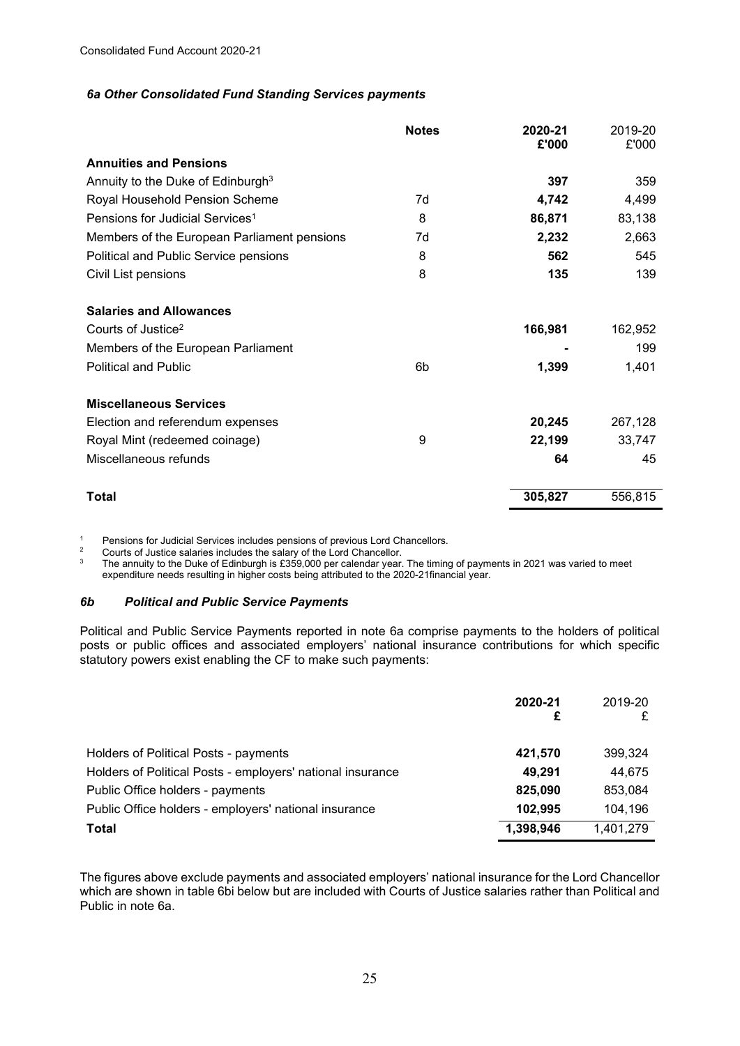### *6a Other Consolidated Fund Standing Services payments*

| | Notes | 2020-21 £'000 | 2019-20 £'000 |
|---|---|---|---|
| **Annuities and Pensions** | | | |
| Annuity to the Duke of Edinburgh[3] | | **397** | 359 |
| Royal Household Pension Scheme | 7d | **4,742** | 4,499 |
| Pensions for Judicial Services[1] | 8 | **86,871** | 83,138 |
| Members of the European Parliament pensions | 7d | **2,232** | 2,663 |
| Political and Public Service pensions | 8 | **562** | 545 |
| Civil List pensions | 8 | **135** | 139 |
| **Salaries and Allowances** | | | |
| Courts of Justice[2] | | **166,981** | 162,952 |
| Members of the European Parliament | | **-** | 199 |
| Political and Public | 6b | **1,399** | 1,401 |
| **Miscellaneous Services** | | | |
| Election and referendum expenses | | **20,245** | 267,128 |
| Royal Mint (redeemed coinage) | 9 | **22,199** | 33,747 |
| Miscellaneous refunds | | **64** | 45 |
| **Total** | | **305,827** | 556,815 |

1 Pensions for Judicial Services includes pensions of previous Lord Chancellors.
2 Courts of Justice salaries includes the salary of the Lord Chancellor.
3 The annuity to the Duke of Edinburgh is £359,000 per calendar year. The timing of payments in 2021 was varied to meet expenditure needs resulting in higher costs being attributed to the 2020-21financial year.

### *6b Political and Public Service Payments*

Political and Public Service Payments reported in note 6a comprise payments to the holders of political posts or public offices and associated employers' national insurance contributions for which specific statutory powers exist enabling the CF to make such payments:

| | 2020-21 £ | 2019-20 £ |
|---|---|---|
| Holders of Political Posts - payments | **421,570** | 399,324 |
| Holders of Political Posts - employers' national insurance | **49,291** | 44,675 |
| Public Office holders - payments | **825,090** | 853,084 |
| Public Office holders - employers' national insurance | **102,995** | 104,196 |
| **Total** | **1,398,946** | 1,401,279 |

The figures above exclude payments and associated employers' national insurance for the Lord Chancellor which are shown in table 6bi below but are included with Courts of Justice salaries rather than Political and Public in note 6a.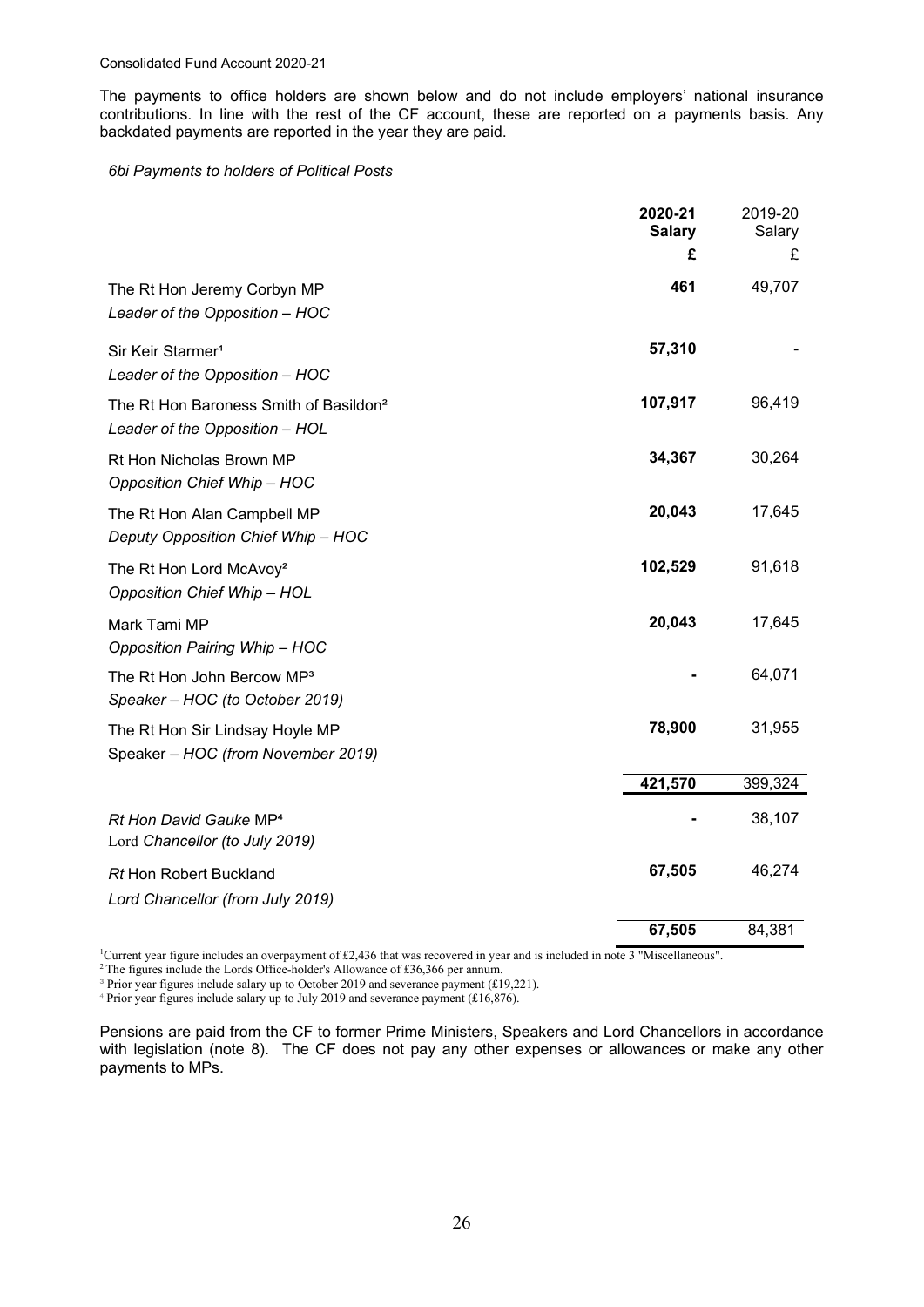The payments to office holders are shown below and do not include employers' national insurance contributions. In line with the rest of the CF account, these are reported on a payments basis. Any backdated payments are reported in the year they are paid.

*6bi Payments to holders of Political Posts*

| | **2020-21 Salary £** | 2019-20 Salary £ |
|---|---|---|
| The Rt Hon Jeremy Corbyn MP<br>*Leader of the Opposition – HOC* | **461** | 49,707 |
| Sir Keir Starmer[1]<br>*Leader of the Opposition – HOC* | **57,310** | - |
| The Rt Hon Baroness Smith of Basildon[2]<br>*Leader of the Opposition – HOL* | **107,917** | 96,419 |
| Rt Hon Nicholas Brown MP<br>*Opposition Chief Whip – HOC* | **34,367** | 30,264 |
| The Rt Hon Alan Campbell MP<br>*Deputy Opposition Chief Whip – HOC* | **20,043** | 17,645 |
| The Rt Hon Lord McAvoy[2]<br>*Opposition Chief Whip – HOL* | **102,529** | 91,618 |
| Mark Tami MP<br>*Opposition Pairing Whip – HOC* | **20,043** | 17,645 |
| The Rt Hon John Bercow MP[3]<br>*Speaker – HOC (to October 2019)* | **-** | 64,071 |
| The Rt Hon Sir Lindsay Hoyle MP<br>Speaker – *HOC (from November 2019)* | **78,900** | 31,955 |
| | **421,570** | 399,324 |
| *Rt Hon David Gauke* MP[4]<br>Lord *Chancellor (to July 2019)* | **-** | 38,107 |
| *Rt* Hon Robert Buckland<br>*Lord Chancellor (from July 2019)* | **67,505** | 46,274 |
| | **67,505** | 84,381 |

[1]Current year figure includes an overpayment of £2,436 that was recovered in year and is included in note 3 "Miscellaneous".

[2] The figures include the Lords Office-holder's Allowance of £36,366 per annum.

[3] Prior year figures include salary up to October 2019 and severance payment (£19,221).

[4] Prior year figures include salary up to July 2019 and severance payment (£16,876).

Pensions are paid from the CF to former Prime Ministers, Speakers and Lord Chancellors in accordance with legislation (note 8). The CF does not pay any other expenses or allowances or make any other payments to MPs.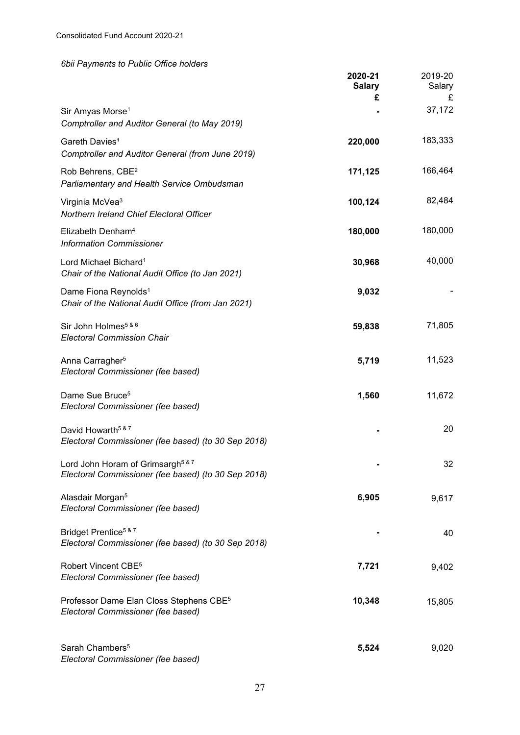*6bii Payments to Public Office holders*

| | **2020-21 Salary £** | 2019-20 Salary £ |
|---|---|---|
| Sir Amyas Morse[1] *Comptroller and Auditor General (to May 2019)* | **-** | 37,172 |
| Gareth Davies[1] *Comptroller and Auditor General (from June 2019)* | **220,000** | 183,333 |
| Rob Behrens, CBE[2] *Parliamentary and Health Service Ombudsman* | **171,125** | 166,464 |
| Virginia McVea[3] *Northern Ireland Chief Electoral Officer* | **100,124** | 82,484 |
| Elizabeth Denham[4] *Information Commissioner* | **180,000** | 180,000 |
| Lord Michael Bichard[1] *Chair of the National Audit Office (to Jan 2021)* | **30,968** | 40,000 |
| Dame Fiona Reynolds[1] *Chair of the National Audit Office (from Jan 2021)* | **9,032** | - |
| Sir John Holmes[5 & 6] *Electoral Commission Chair* | **59,838** | 71,805 |
| Anna Carragher[5] *Electoral Commissioner (fee based)* | **5,719** | 11,523 |
| Dame Sue Bruce[5] *Electoral Commissioner (fee based)* | **1,560** | 11,672 |
| David Howarth[5 & 7] *Electoral Commissioner (fee based) (to 30 Sep 2018)* | **-** | 20 |
| Lord John Horam of Grimsargh[5 & 7] *Electoral Commissioner (fee based) (to 30 Sep 2018)* | **-** | 32 |
| Alasdair Morgan[5] *Electoral Commissioner (fee based)* | **6,905** | 9,617 |
| Bridget Prentice[5 & 7] *Electoral Commissioner (fee based) (to 30 Sep 2018)* | **-** | 40 |
| Robert Vincent CBE[5] *Electoral Commissioner (fee based)* | **7,721** | 9,402 |
| Professor Dame Elan Closs Stephens CBE[5] *Electoral Commissioner (fee based)* | **10,348** | 15,805 |
| Sarah Chambers[5] *Electoral Commissioner (fee based)* | **5,524** | 9,020 |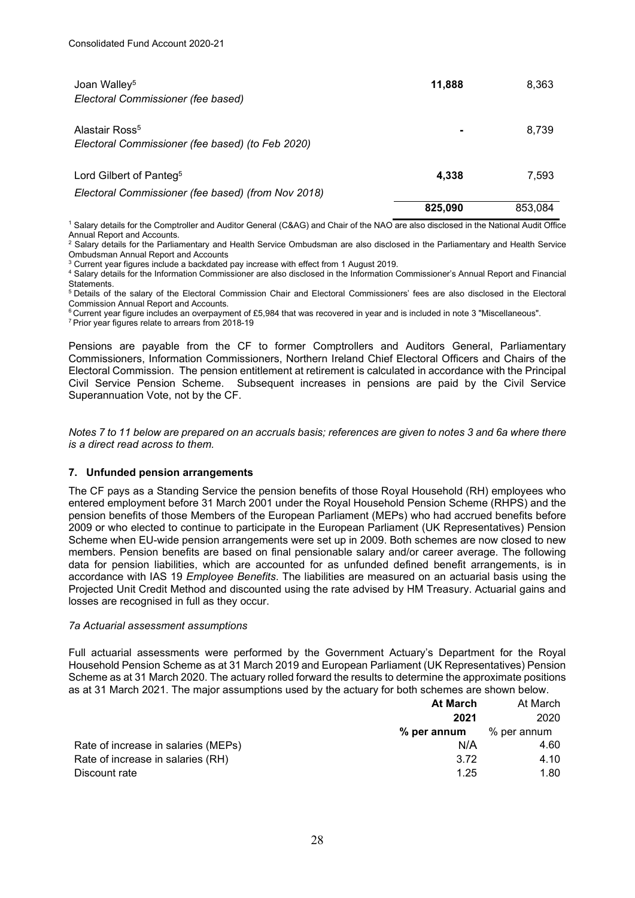| | | |
|---|---|---|
| Joan Walley[5] *Electoral Commissioner (fee based)* | **11,888** | 8,363 |
| Alastair Ross[5] *Electoral Commissioner (fee based) (to Feb 2020)* | **-** | 8,739 |
| Lord Gilbert of Panteg[5] *Electoral Commissioner (fee based) (from Nov 2018)* | **4,338** | 7,593 |
| | **825,090** | 853,084 |

[1] Salary details for the Comptroller and Auditor General (C&AG) and Chair of the NAO are also disclosed in the National Audit Office Annual Report and Accounts.
[2] Salary details for the Parliamentary and Health Service Ombudsman are also disclosed in the Parliamentary and Health Service Ombudsman Annual Report and Accounts
[3] Current year figures include a backdated pay increase with effect from 1 August 2019.
[4] Salary details for the Information Commissioner are also disclosed in the Information Commissioner's Annual Report and Financial Statements.
[5] Details of the salary of the Electoral Commission Chair and Electoral Commissioners' fees are also disclosed in the Electoral Commission Annual Report and Accounts.
[6] Current year figure includes an overpayment of £5,984 that was recovered in year and is included in note 3 "Miscellaneous".
[7] Prior year figures relate to arrears from 2018-19

Pensions are payable from the CF to former Comptrollers and Auditors General, Parliamentary Commissioners, Information Commissioners, Northern Ireland Chief Electoral Officers and Chairs of the Electoral Commission. The pension entitlement at retirement is calculated in accordance with the Principal Civil Service Pension Scheme. Subsequent increases in pensions are paid by the Civil Service Superannuation Vote, not by the CF.

*Notes 7 to 11 below are prepared on an accruals basis; references are given to notes 3 and 6a where there is a direct read across to them.*

## 7. Unfunded pension arrangements

The CF pays as a Standing Service the pension benefits of those Royal Household (RH) employees who entered employment before 31 March 2001 under the Royal Household Pension Scheme (RHPS) and the pension benefits of those Members of the European Parliament (MEPs) who had accrued benefits before 2009 or who elected to continue to participate in the European Parliament (UK Representatives) Pension Scheme when EU-wide pension arrangements were set up in 2009. Both schemes are now closed to new members. Pension benefits are based on final pensionable salary and/or career average. The following data for pension liabilities, which are accounted for as unfunded defined benefit arrangements, is in accordance with IAS 19 *Employee Benefits*. The liabilities are measured on an actuarial basis using the Projected Unit Credit Method and discounted using the rate advised by HM Treasury. Actuarial gains and losses are recognised in full as they occur.

### *7a Actuarial assessment assumptions*

Full actuarial assessments were performed by the Government Actuary's Department for the Royal Household Pension Scheme as at 31 March 2019 and European Parliament (UK Representatives) Pension Scheme as at 31 March 2020. The actuary rolled forward the results to determine the approximate positions as at 31 March 2021. The major assumptions used by the actuary for both schemes are shown below.

| | **At March 2021** | At March 2020 |
|---|---|---|
| | **% per annum** | % per annum |
| Rate of increase in salaries (MEPs) | N/A | 4.60 |
| Rate of increase in salaries (RH) | 3.72 | 4.10 |
| Discount rate | 1.25 | 1.80 |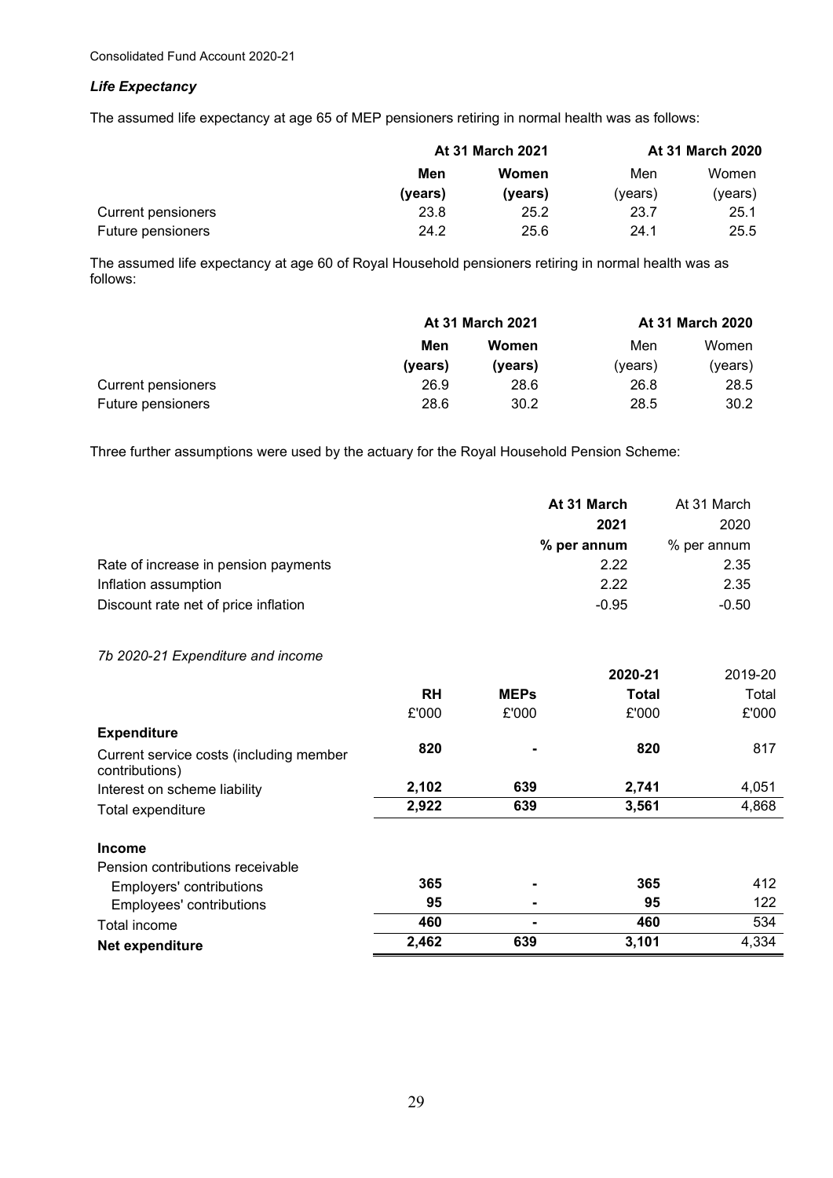### *Life Expectancy*

The assumed life expectancy at age 65 of MEP pensioners retiring in normal health was as follows:

| | **At 31 March 2021** | | **At 31 March 2020** | |
|---|---|---|---|---|
| | **Men** | **Women** | Men | Women |
| | **(years)** | **(years)** | (years) | (years) |
| Current pensioners | 23.8 | 25.2 | 23.7 | 25.1 |
| Future pensioners | 24.2 | 25.6 | 24.1 | 25.5 |

The assumed life expectancy at age 60 of Royal Household pensioners retiring in normal health was as follows:

| | **At 31 March 2021** | | **At 31 March 2020** | |
|---|---|---|---|---|
| | **Men** | **Women** | Men | Women |
| | **(years)** | **(years)** | (years) | (years) |
| Current pensioners | 26.9 | 28.6 | 26.8 | 28.5 |
| Future pensioners | 28.6 | 30.2 | 28.5 | 30.2 |

Three further assumptions were used by the actuary for the Royal Household Pension Scheme:

| | **At 31 March 2021** | At 31 March 2020 |
|---|---|---|
| | **% per annum** | % per annum |
| Rate of increase in pension payments | 2.22 | 2.35 |
| Inflation assumption | 2.22 | 2.35 |
| Discount rate net of price inflation | -0.95 | -0.50 |

*7b 2020-21 Expenditure and income*

| | **RH** | **MEPs** | **2020-21 Total** | 2019-20 Total |
|---|---|---|---|---|
| | £'000 | £'000 | £'000 | £'000 |
| **Expenditure** | | | | |
| Current service costs (including member contributions) | **820** | **-** | **820** | 817 |
| Interest on scheme liability | **2,102** | **639** | **2,741** | 4,051 |
| Total expenditure | **2,922** | **639** | **3,561** | 4,868 |
| **Income** | | | | |
| Pension contributions receivable | | | | |
| Employers' contributions | **365** | **-** | **365** | 412 |
| Employees' contributions | **95** | **-** | **95** | 122 |
| Total income | **460** | **-** | **460** | 534 |
| **Net expenditure** | **2,462** | **639** | **3,101** | 4,334 |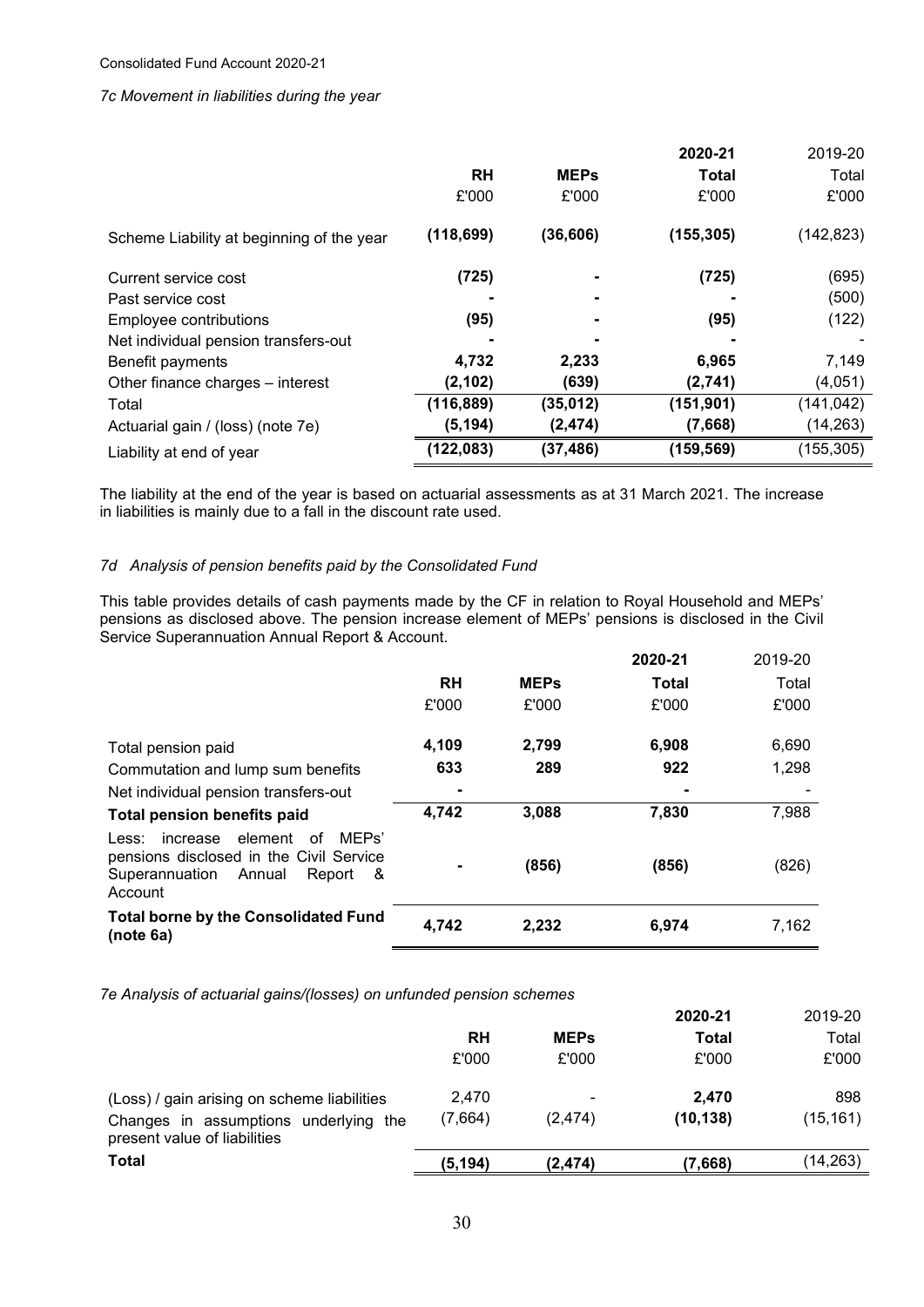*7c Movement in liabilities during the year*

| | RH | MEPs | 2020-21 Total | 2019-20 Total |
|---|---|---|---|---|
| | £'000 | £'000 | £'000 | £'000 |
| Scheme Liability at beginning of the year | **(118,699)** | **(36,606)** | **(155,305)** | (142,823) |
| Current service cost | **(725)** | **-** | **(725)** | (695) |
| Past service cost | **-** | **-** | **-** | (500) |
| Employee contributions | **(95)** | **-** | **(95)** | (122) |
| Net individual pension transfers-out | **-** | **-** | **-** | - |
| Benefit payments | **4,732** | **2,233** | **6,965** | 7,149 |
| Other finance charges – interest | **(2,102)** | **(639)** | **(2,741)** | (4,051) |
| Total | **(116,889)** | **(35,012)** | **(151,901)** | (141,042) |
| Actuarial gain / (loss) (note 7e) | **(5,194)** | **(2,474)** | **(7,668)** | (14,263) |
| Liability at end of year | **(122,083)** | **(37,486)** | **(159,569)** | (155,305) |

The liability at the end of the year is based on actuarial assessments as at 31 March 2021. The increase in liabilities is mainly due to a fall in the discount rate used.

*7d Analysis of pension benefits paid by the Consolidated Fund*

This table provides details of cash payments made by the CF in relation to Royal Household and MEPs' pensions as disclosed above. The pension increase element of MEPs' pensions is disclosed in the Civil Service Superannuation Annual Report & Account.

| | RH | MEPs | 2020-21 Total | 2019-20 Total |
|---|---|---|---|---|
| | £'000 | £'000 | £'000 | £'000 |
| Total pension paid | **4,109** | **2,799** | **6,908** | 6,690 |
| Commutation and lump sum benefits | **633** | **289** | **922** | 1,298 |
| Net individual pension transfers-out | **-** | | **-** | - |
| **Total pension benefits paid** | **4,742** | **3,088** | **7,830** | 7,988 |
| Less: increase element of MEPs' pensions disclosed in the Civil Service Superannuation Annual Report & Account | **-** | **(856)** | **(856)** | (826) |
| **Total borne by the Consolidated Fund (note 6a)** | **4,742** | **2,232** | **6,974** | 7,162 |

*7e Analysis of actuarial gains/(losses) on unfunded pension schemes*

| | RH | MEPs | 2020-21 Total | 2019-20 Total |
|---|---|---|---|---|
| | £'000 | £'000 | £'000 | £'000 |
| (Loss) / gain arising on scheme liabilities | 2,470 | - | **2,470** | 898 |
| Changes in assumptions underlying the present value of liabilities | (7,664) | (2,474) | **(10,138)** | (15,161) |
| **Total** | **(5,194)** | **(2,474)** | **(7,668)** | (14,263) |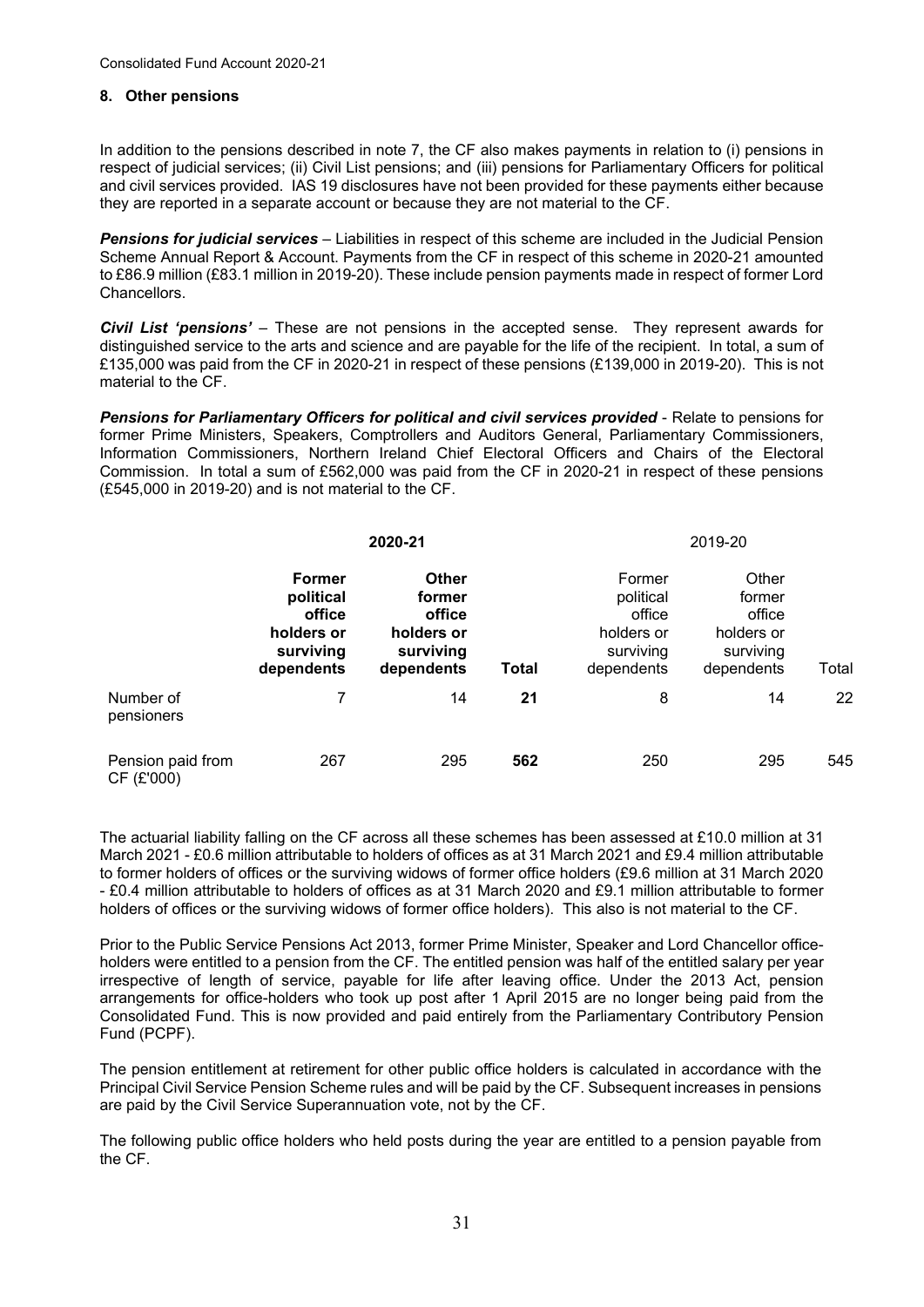## 8. Other pensions

In addition to the pensions described in note 7, the CF also makes payments in relation to (i) pensions in respect of judicial services; (ii) Civil List pensions; and (iii) pensions for Parliamentary Officers for political and civil services provided. IAS 19 disclosures have not been provided for these payments either because they are reported in a separate account or because they are not material to the CF.

***Pensions for judicial services*** – Liabilities in respect of this scheme are included in the Judicial Pension Scheme Annual Report & Account. Payments from the CF in respect of this scheme in 2020-21 amounted to £86.9 million (£83.1 million in 2019-20). These include pension payments made in respect of former Lord Chancellors.

***Civil List 'pensions'*** – These are not pensions in the accepted sense. They represent awards for distinguished service to the arts and science and are payable for the life of the recipient. In total, a sum of £135,000 was paid from the CF in 2020-21 in respect of these pensions (£139,000 in 2019-20). This is not material to the CF.

***Pensions for Parliamentary Officers for political and civil services provided*** - Relate to pensions for former Prime Ministers, Speakers, Comptrollers and Auditors General, Parliamentary Commissioners, Information Commissioners, Northern Ireland Chief Electoral Officers and Chairs of the Electoral Commission. In total a sum of £562,000 was paid from the CF in 2020-21 in respect of these pensions (£545,000 in 2019-20) and is not material to the CF.

| | **2020-21** | | | 2019-20 | | |
|---|---|---|---|---|---|---|
| | **Former political office holders or surviving dependents** | **Other former office holders or surviving dependents** | **Total** | Former political office holders or surviving dependents | Other former office holders or surviving dependents | Total |
| Number of pensioners | 7 | 14 | **21** | 8 | 14 | 22 |
| Pension paid from CF (£'000) | 267 | 295 | **562** | 250 | 295 | 545 |

The actuarial liability falling on the CF across all these schemes has been assessed at £10.0 million at 31 March 2021 - £0.6 million attributable to holders of offices as at 31 March 2021 and £9.4 million attributable to former holders of offices or the surviving widows of former office holders (£9.6 million at 31 March 2020 - £0.4 million attributable to holders of offices as at 31 March 2020 and £9.1 million attributable to former holders of offices or the surviving widows of former office holders). This also is not material to the CF.

Prior to the Public Service Pensions Act 2013, former Prime Minister, Speaker and Lord Chancellor office-holders were entitled to a pension from the CF. The entitled pension was half of the entitled salary per year irrespective of length of service, payable for life after leaving office. Under the 2013 Act, pension arrangements for office-holders who took up post after 1 April 2015 are no longer being paid from the Consolidated Fund. This is now provided and paid entirely from the Parliamentary Contributory Pension Fund (PCPF).

The pension entitlement at retirement for other public office holders is calculated in accordance with the Principal Civil Service Pension Scheme rules and will be paid by the CF. Subsequent increases in pensions are paid by the Civil Service Superannuation vote, not by the CF.

The following public office holders who held posts during the year are entitled to a pension payable from the CF.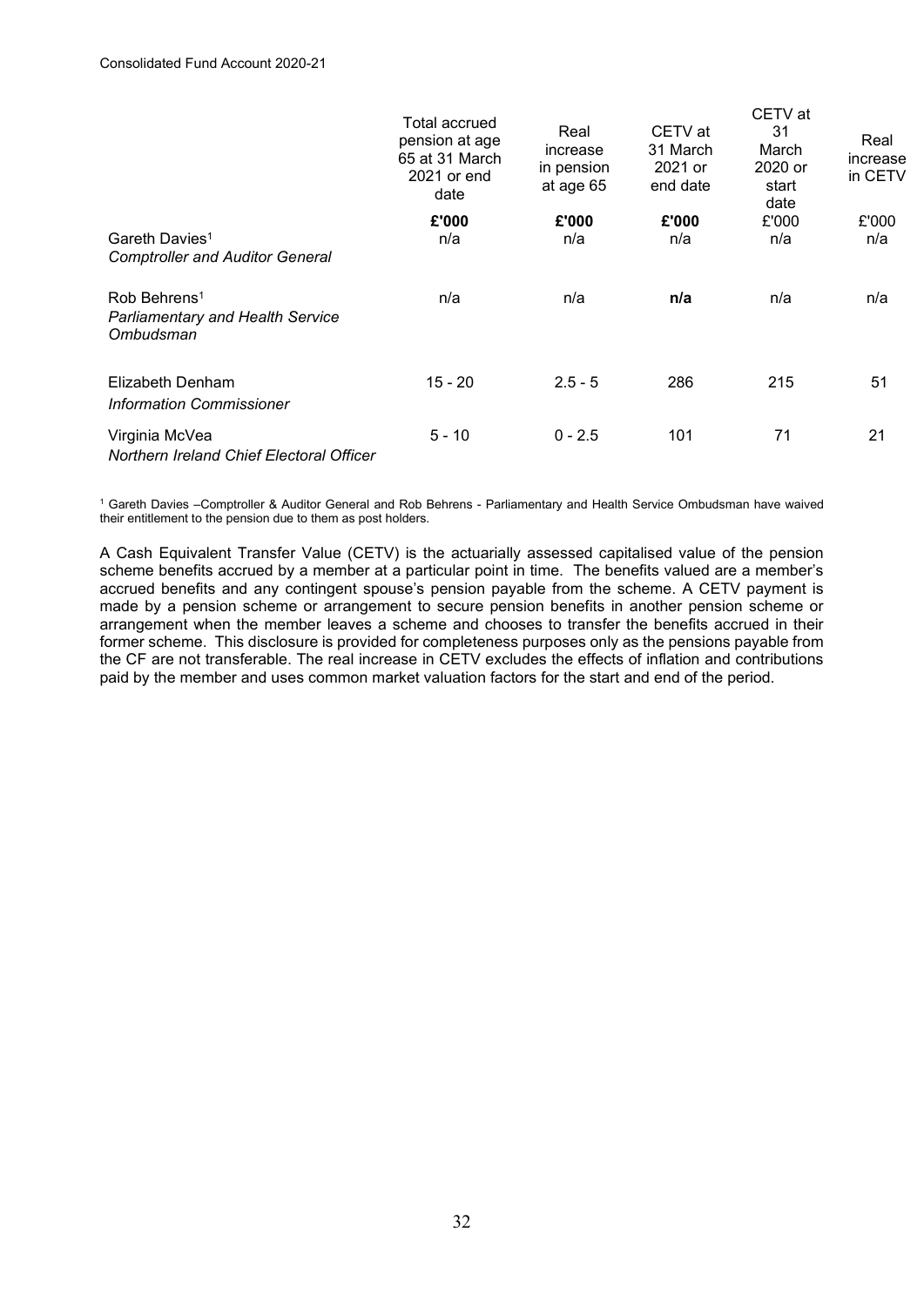| | Total accrued pension at age 65 at 31 March 2021 or end date | Real increase in pension at age 65 | CETV at 31 March 2021 or end date | CETV at 31 March 2020 or start date | Real increase in CETV |
|---|---|---|---|---|---|
| | **£'000** | **£'000** | **£'000** | £'000 | £'000 |
| Gareth Davies[1] *Comptroller and Auditor General* | n/a | n/a | n/a | n/a | n/a |
| Rob Behrens[1] *Parliamentary and Health Service Ombudsman* | n/a | n/a | **n/a** | n/a | n/a |
| Elizabeth Denham *Information Commissioner* | 15 - 20 | 2.5 - 5 | 286 | 215 | 51 |
| Virginia McVea *Northern Ireland Chief Electoral Officer* | 5 - 10 | 0 - 2.5 | 101 | 71 | 21 |

[1] Gareth Davies –Comptroller & Auditor General and Rob Behrens - Parliamentary and Health Service Ombudsman have waived their entitlement to the pension due to them as post holders.

A Cash Equivalent Transfer Value (CETV) is the actuarially assessed capitalised value of the pension scheme benefits accrued by a member at a particular point in time. The benefits valued are a member's accrued benefits and any contingent spouse's pension payable from the scheme. A CETV payment is made by a pension scheme or arrangement to secure pension benefits in another pension scheme or arrangement when the member leaves a scheme and chooses to transfer the benefits accrued in their former scheme. This disclosure is provided for completeness purposes only as the pensions payable from the CF are not transferable. The real increase in CETV excludes the effects of inflation and contributions paid by the member and uses common market valuation factors for the start and end of the period.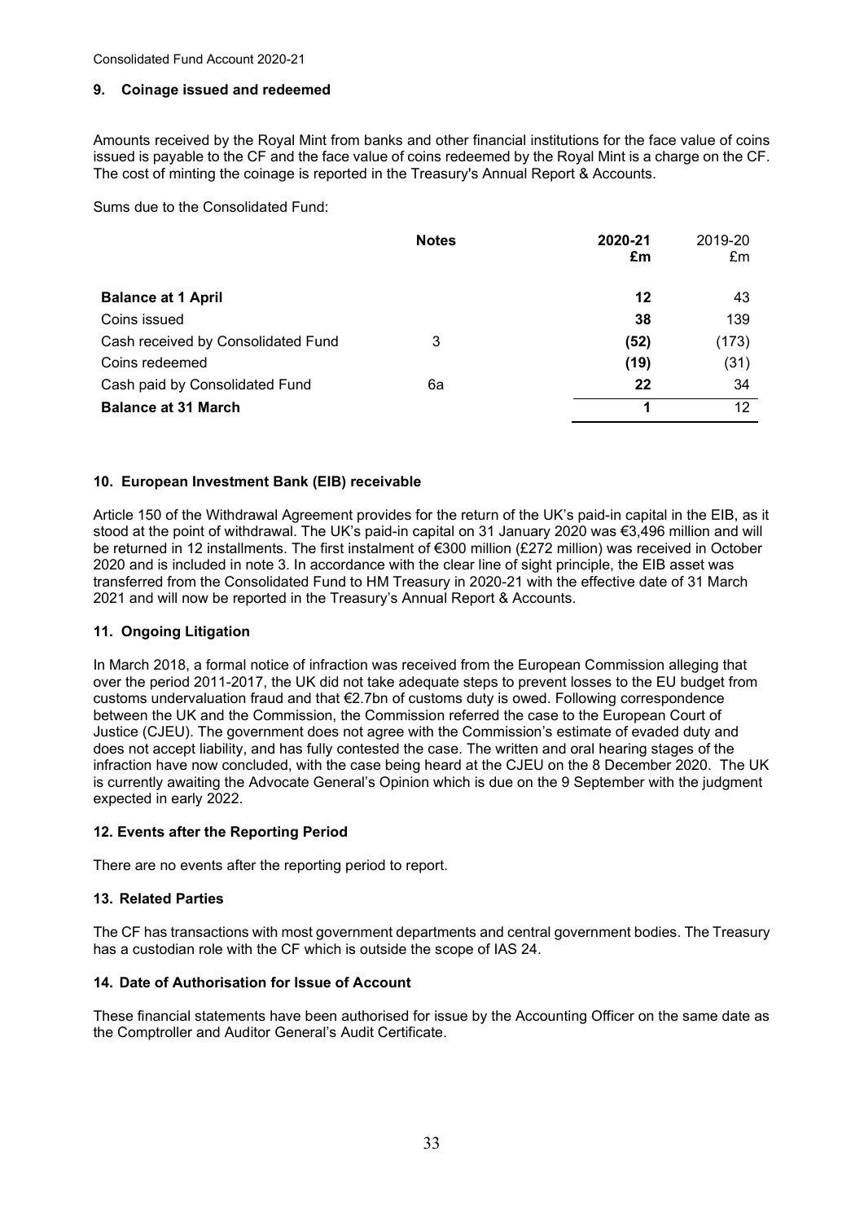## 9. Coinage issued and redeemed

Amounts received by the Royal Mint from banks and other financial institutions for the face value of coins issued is payable to the CF and the face value of coins redeemed by the Royal Mint is a charge on the CF. The cost of minting the coinage is reported in the Treasury's Annual Report & Accounts.

Sums due to the Consolidated Fund:

| | Notes | 2020-21 £m | 2019-20 £m |
|---|---|---|---|
| **Balance at 1 April** | | **12** | 43 |
| Coins issued | | **38** | 139 |
| Cash received by Consolidated Fund | 3 | **(52)** | (173) |
| Coins redeemed | | **(19)** | (31) |
| Cash paid by Consolidated Fund | 6a | **22** | 34 |
| **Balance at 31 March** | | **1** | 12 |

## 10. European Investment Bank (EIB) receivable

Article 150 of the Withdrawal Agreement provides for the return of the UK's paid-in capital in the EIB, as it stood at the point of withdrawal. The UK's paid-in capital on 31 January 2020 was €3,496 million and will be returned in 12 installments. The first instalment of €300 million (£272 million) was received in October 2020 and is included in note 3. In accordance with the clear line of sight principle, the EIB asset was transferred from the Consolidated Fund to HM Treasury in 2020-21 with the effective date of 31 March 2021 and will now be reported in the Treasury's Annual Report & Accounts.

## 11. Ongoing Litigation

In March 2018, a formal notice of infraction was received from the European Commission alleging that over the period 2011-2017, the UK did not take adequate steps to prevent losses to the EU budget from customs undervaluation fraud and that €2.7bn of customs duty is owed. Following correspondence between the UK and the Commission, the Commission referred the case to the European Court of Justice (CJEU). The government does not agree with the Commission's estimate of evaded duty and does not accept liability, and has fully contested the case. The written and oral hearing stages of the infraction have now concluded, with the case being heard at the CJEU on the 8 December 2020. The UK is currently awaiting the Advocate General's Opinion which is due on the 9 September with the judgment expected in early 2022.

## 12. Events after the Reporting Period

There are no events after the reporting period to report.

## 13. Related Parties

The CF has transactions with most government departments and central government bodies. The Treasury has a custodian role with the CF which is outside the scope of IAS 24.

## 14. Date of Authorisation for Issue of Account

These financial statements have been authorised for issue by the Accounting Officer on the same date as the Comptroller and Auditor General's Audit Certificate.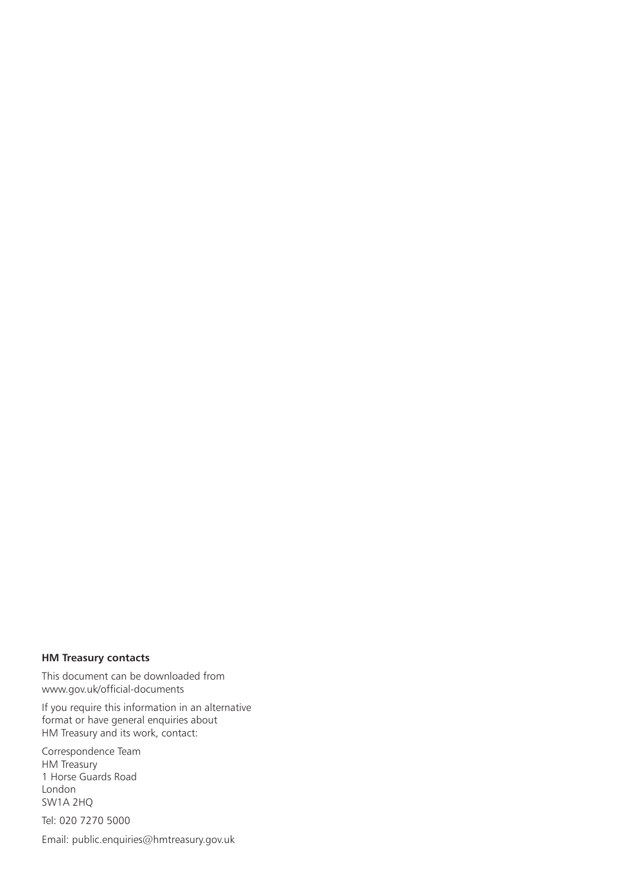**HM Treasury contacts**

This document can be downloaded from
www.gov.uk/official-documents

If you require this information in an alternative format or have general enquiries about HM Treasury and its work, contact:

Correspondence Team
HM Treasury
1 Horse Guards Road
London
SW1A 2HQ

Tel: 020 7270 5000

Email: public.enquiries@hmtreasury.gov.uk